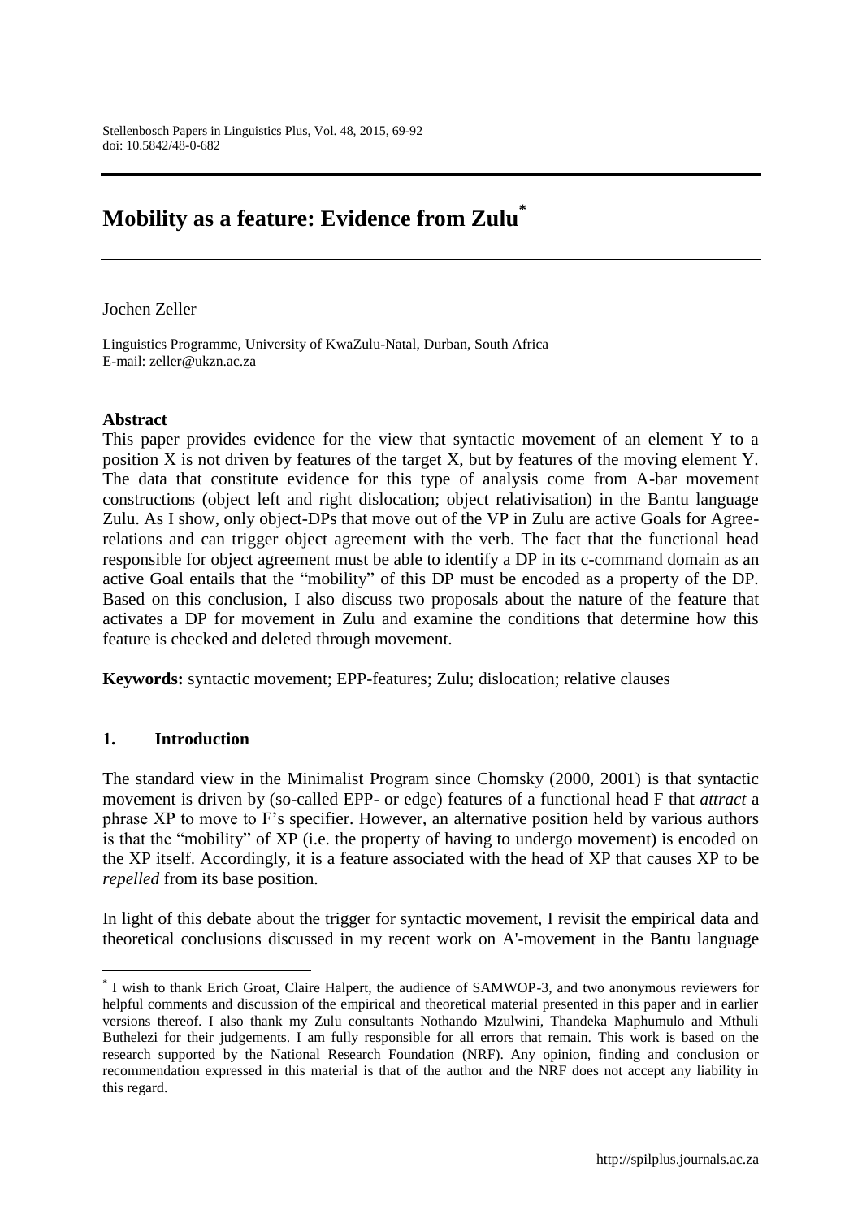# Mobility as a feature: Evidence from Zulu[*]

Jochen Zeller

Linguistics Programme, University of KwaZulu-Natal, Durban, South Africa
E-mail: zeller@ukzn.ac.za

## Abstract

This paper provides evidence for the view that syntactic movement of an element Y to a position X is not driven by features of the target X, but by features of the moving element Y. The data that constitute evidence for this type of analysis come from A-bar movement constructions (object left and right dislocation; object relativisation) in the Bantu language Zulu. As I show, only object-DPs that move out of the VP in Zulu are active Goals for Agree-relations and can trigger object agreement with the verb. The fact that the functional head responsible for object agreement must be able to identify a DP in its c-command domain as an active Goal entails that the "mobility" of this DP must be encoded as a property of the DP. Based on this conclusion, I also discuss two proposals about the nature of the feature that activates a DP for movement in Zulu and examine the conditions that determine how this feature is checked and deleted through movement.

**Keywords:** syntactic movement; EPP-features; Zulu; dislocation; relative clauses

## 1. Introduction

The standard view in the Minimalist Program since Chomsky (2000, 2001) is that syntactic movement is driven by (so-called EPP- or edge) features of a functional head F that *attract* a phrase XP to move to F's specifier. However, an alternative position held by various authors is that the "mobility" of XP (i.e. the property of having to undergo movement) is encoded on the XP itself. Accordingly, it is a feature associated with the head of XP that causes XP to be *repelled* from its base position.

In light of this debate about the trigger for syntactic movement, I revisit the empirical data and theoretical conclusions discussed in my recent work on A'-movement in the Bantu language

[*] I wish to thank Erich Groat, Claire Halpert, the audience of SAMWOP-3, and two anonymous reviewers for helpful comments and discussion of the empirical and theoretical material presented in this paper and in earlier versions thereof. I also thank my Zulu consultants Nothando Mzulwini, Thandeka Maphumulo and Mthuli Buthelezi for their judgements. I am fully responsible for all errors that remain. This work is based on the research supported by the National Research Foundation (NRF). Any opinion, finding and conclusion or recommendation expressed in this material is that of the author and the NRF does not accept any liability in this regard.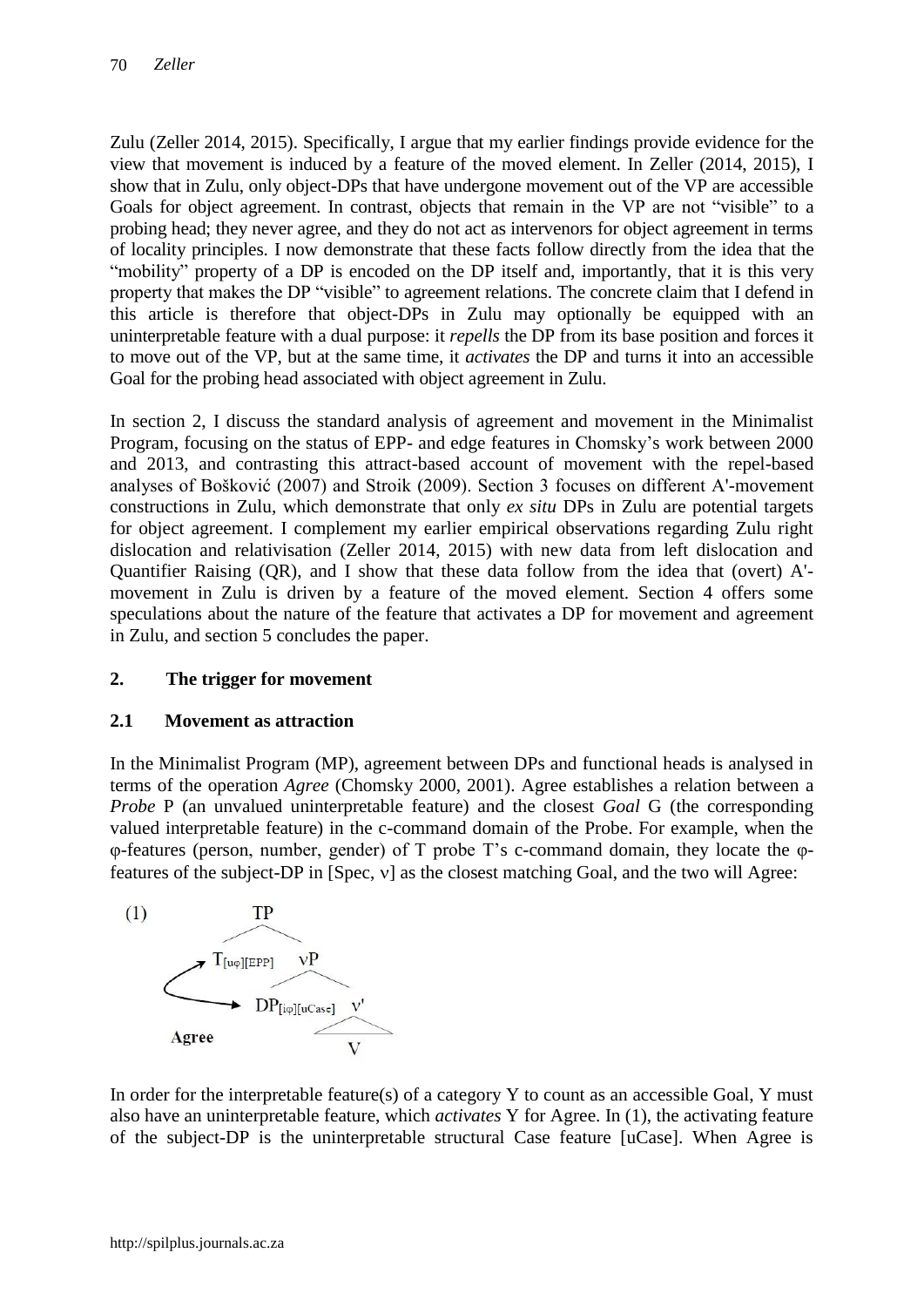Zulu (Zeller 2014, 2015). Specifically, I argue that my earlier findings provide evidence for the view that movement is induced by a feature of the moved element. In Zeller (2014, 2015), I show that in Zulu, only object-DPs that have undergone movement out of the VP are accessible Goals for object agreement. In contrast, objects that remain in the VP are not "visible" to a probing head; they never agree, and they do not act as intervenors for object agreement in terms of locality principles. I now demonstrate that these facts follow directly from the idea that the "mobility" property of a DP is encoded on the DP itself and, importantly, that it is this very property that makes the DP "visible" to agreement relations. The concrete claim that I defend in this article is therefore that object-DPs in Zulu may optionally be equipped with an uninterpretable feature with a dual purpose: it *repells* the DP from its base position and forces it to move out of the VP, but at the same time, it *activates* the DP and turns it into an accessible Goal for the probing head associated with object agreement in Zulu.

In section 2, I discuss the standard analysis of agreement and movement in the Minimalist Program, focusing on the status of EPP- and edge features in Chomsky's work between 2000 and 2013, and contrasting this attract-based account of movement with the repel-based analyses of Bošković (2007) and Stroik (2009). Section 3 focuses on different A'-movement constructions in Zulu, which demonstrate that only *ex situ* DPs in Zulu are potential targets for object agreement. I complement my earlier empirical observations regarding Zulu right dislocation and relativisation (Zeller 2014, 2015) with new data from left dislocation and Quantifier Raising (QR), and I show that these data follow from the idea that (overt) A'-movement in Zulu is driven by a feature of the moved element. Section 4 offers some speculations about the nature of the feature that activates a DP for movement and agreement in Zulu, and section 5 concludes the paper.

## 2. The trigger for movement

### 2.1 Movement as attraction

In the Minimalist Program (MP), agreement between DPs and functional heads is analysed in terms of the operation *Agree* (Chomsky 2000, 2001). Agree establishes a relation between a *Probe* P (an unvalued uninterpretable feature) and the closest *Goal* G (the corresponding valued interpretable feature) in the c-command domain of the Probe. For example, when the φ-features (person, number, gender) of T probe T's c-command domain, they locate the φ-features of the subject-DP in [Spec, v] as the closest matching Goal, and the two will Agree:

```
(1)              TP
               /    \
   T[uφ][EPP]        vP
       ^           /    \
       |  DP[iφ][uCase]   v'
       |__________|       |
     Agree                V
```

In order for the interpretable feature(s) of a category Y to count as an accessible Goal, Y must also have an uninterpretable feature, which *activates* Y for Agree. In (1), the activating feature of the subject-DP is the uninterpretable structural Case feature [uCase]. When Agree is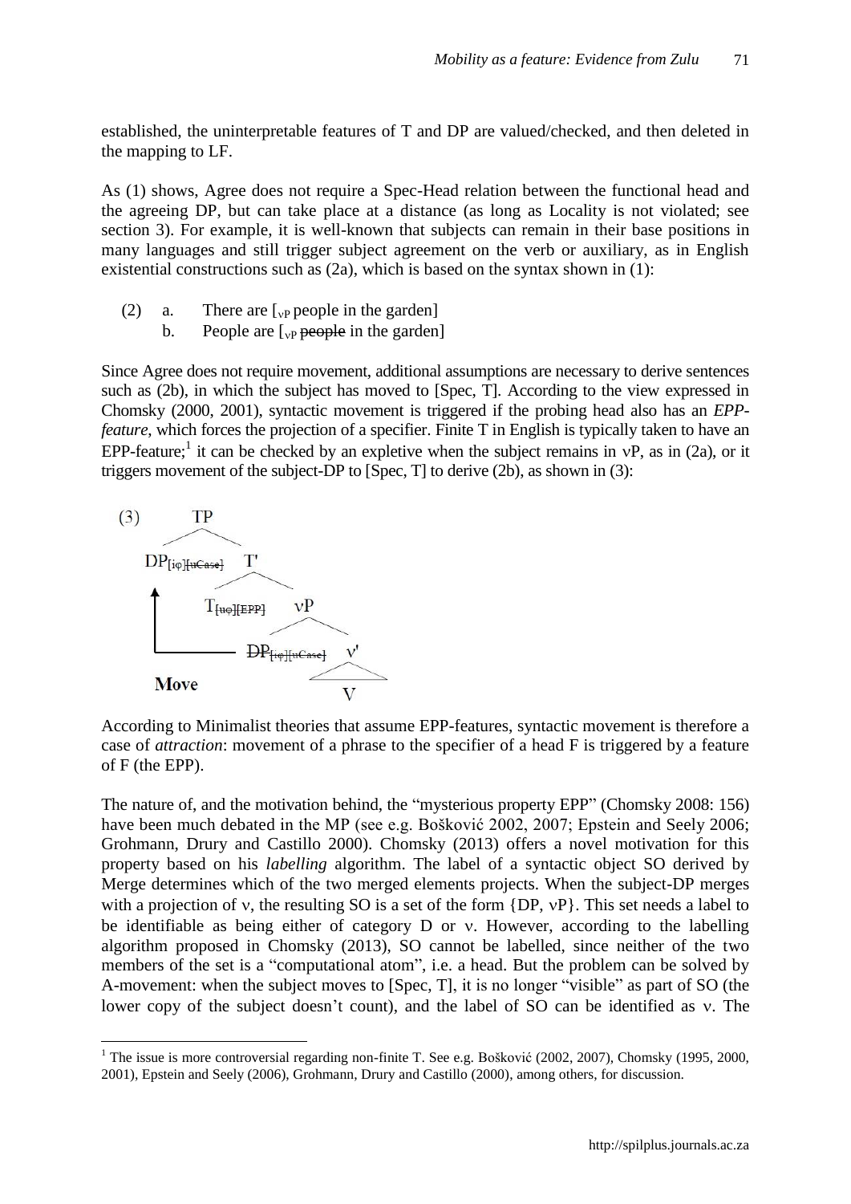established, the uninterpretable features of T and DP are valued/checked, and then deleted in the mapping to LF.

As (1) shows, Agree does not require a Spec-Head relation between the functional head and the agreeing DP, but can take place at a distance (as long as Locality is not violated; see section 3). For example, it is well-known that subjects can remain in their base positions in many languages and still trigger subject agreement on the verb or auxiliary, as in English existential constructions such as (2a), which is based on the syntax shown in (1):

(2) a. There are [$_{vP}$ people in the garden]
    b. People are [$_{vP}$ ~~people~~ in the garden]

Since Agree does not require movement, additional assumptions are necessary to derive sentences such as (2b), in which the subject has moved to [Spec, T]. According to the view expressed in Chomsky (2000, 2001), syntactic movement is triggered if the probing head also has an *EPP-feature*, which forces the projection of a specifier. Finite T in English is typically taken to have an EPP-feature;[1] it can be checked by an expletive when the subject remains in vP, as in (2a), or it triggers movement of the subject-DP to [Spec, T] to derive (2b), as shown in (3):

(3) [$_{TP}$ DP$_{[i\varphi][\text{~~uCase~~}]}$ [$_{T'}$ T$_{[\text{~~u}\varphi\text{~~}][\text{~~EPP~~}]}$ [$_{vP}$ ~~DP~~$_{[i\varphi][\text{~~uCase~~}]}$ [$_{v'}$ V ]]]]

Move (lower DP → [Spec, TP])

According to Minimalist theories that assume EPP-features, syntactic movement is therefore a case of *attraction*: movement of a phrase to the specifier of a head F is triggered by a feature of F (the EPP).

The nature of, and the motivation behind, the "mysterious property EPP" (Chomsky 2008: 156) have been much debated in the MP (see e.g. Bošković 2002, 2007; Epstein and Seely 2006; Grohmann, Drury and Castillo 2000). Chomsky (2013) offers a novel motivation for this property based on his *labelling* algorithm. The label of a syntactic object SO derived by Merge determines which of the two merged elements projects. When the subject-DP merges with a projection of v, the resulting SO is a set of the form {DP, vP}. This set needs a label to be identifiable as being either of category D or v. However, according to the labelling algorithm proposed in Chomsky (2013), SO cannot be labelled, since neither of the two members of the set is a "computational atom", i.e. a head. But the problem can be solved by A-movement: when the subject moves to [Spec, T], it is no longer "visible" as part of SO (the lower copy of the subject doesn't count), and the label of SO can be identified as v. The

[1] The issue is more controversial regarding non-finite T. See e.g. Bošković (2002, 2007), Chomsky (1995, 2000, 2001), Epstein and Seely (2006), Grohmann, Drury and Castillo (2000), among others, for discussion.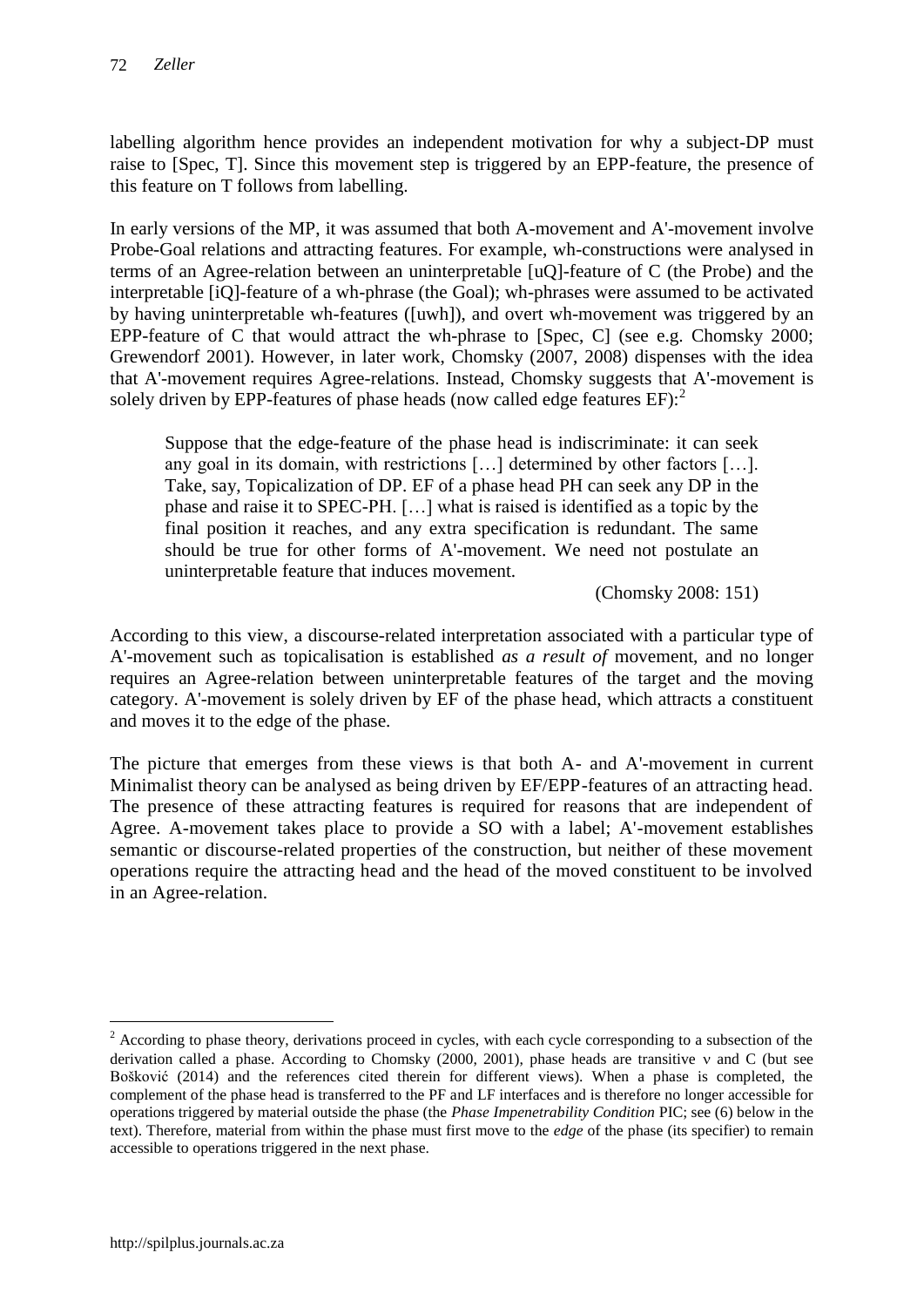labelling algorithm hence provides an independent motivation for why a subject-DP must raise to [Spec, T]. Since this movement step is triggered by an EPP-feature, the presence of this feature on T follows from labelling.

In early versions of the MP, it was assumed that both A-movement and A'-movement involve Probe-Goal relations and attracting features. For example, wh-constructions were analysed in terms of an Agree-relation between an uninterpretable [uQ]-feature of C (the Probe) and the interpretable [iQ]-feature of a wh-phrase (the Goal); wh-phrases were assumed to be activated by having uninterpretable wh-features ([uwh]), and overt wh-movement was triggered by an EPP-feature of C that would attract the wh-phrase to [Spec, C] (see e.g. Chomsky 2000; Grewendorf 2001). However, in later work, Chomsky (2007, 2008) dispenses with the idea that A'-movement requires Agree-relations. Instead, Chomsky suggests that A'-movement is solely driven by EPP-features of phase heads (now called edge features EF):[2]

> Suppose that the edge-feature of the phase head is indiscriminate: it can seek any goal in its domain, with restrictions […] determined by other factors […]. Take, say, Topicalization of DP. EF of a phase head PH can seek any DP in the phase and raise it to SPEC-PH. […] what is raised is identified as a topic by the final position it reaches, and any extra specification is redundant. The same should be true for other forms of A'-movement. We need not postulate an uninterpretable feature that induces movement.
>
> (Chomsky 2008: 151)

According to this view, a discourse-related interpretation associated with a particular type of A'-movement such as topicalisation is established *as a result of* movement, and no longer requires an Agree-relation between uninterpretable features of the target and the moving category. A'-movement is solely driven by EF of the phase head, which attracts a constituent and moves it to the edge of the phase.

The picture that emerges from these views is that both A- and A'-movement in current Minimalist theory can be analysed as being driven by EF/EPP-features of an attracting head. The presence of these attracting features is required for reasons that are independent of Agree. A-movement takes place to provide a SO with a label; A'-movement establishes semantic or discourse-related properties of the construction, but neither of these movement operations require the attracting head and the head of the moved constituent to be involved in an Agree-relation.

---

[2] According to phase theory, derivations proceed in cycles, with each cycle corresponding to a subsection of the derivation called a phase. According to Chomsky (2000, 2001), phase heads are transitive v and C (but see Bošković (2014) and the references cited therein for different views). When a phase is completed, the complement of the phase head is transferred to the PF and LF interfaces and is therefore no longer accessible for operations triggered by material outside the phase (the *Phase Impenetrability Condition* PIC; see (6) below in the text). Therefore, material from within the phase must first move to the *edge* of the phase (its specifier) to remain accessible to operations triggered in the next phase.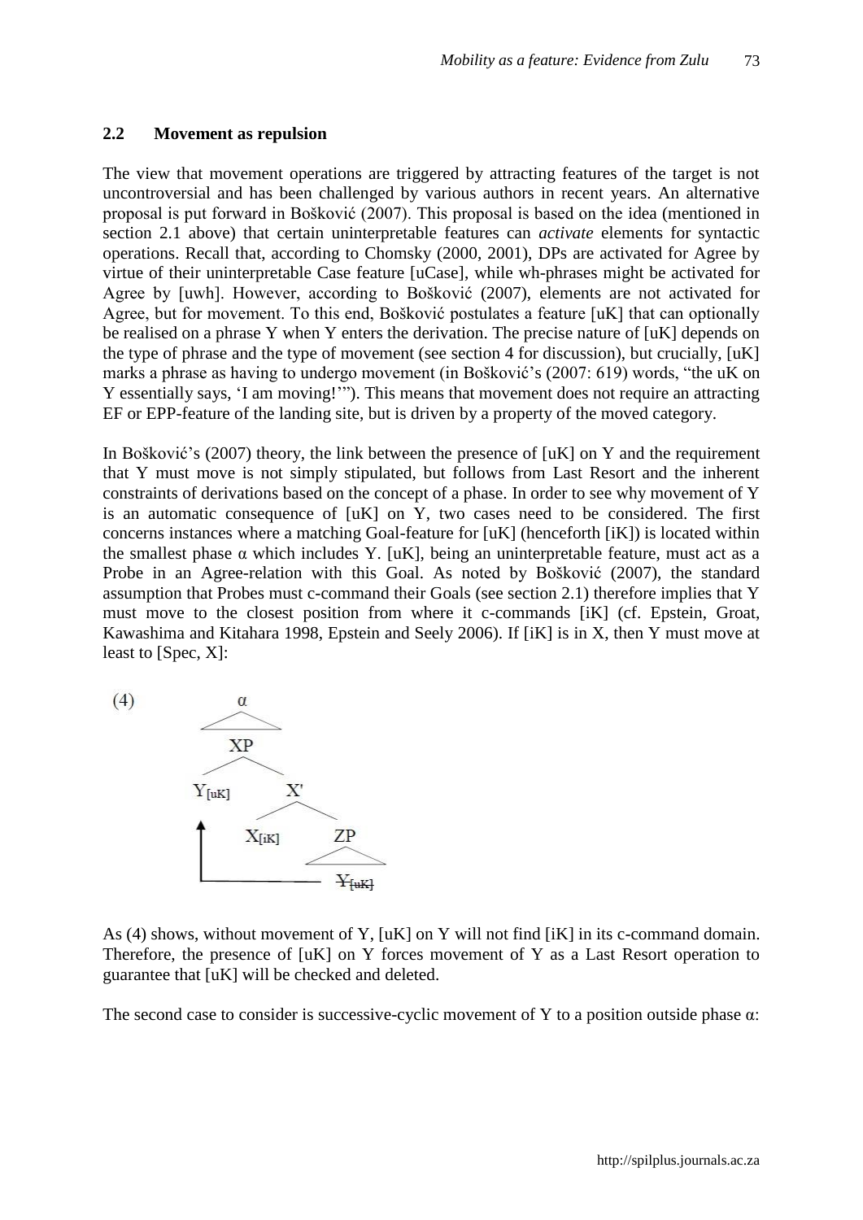## 2.2 Movement as repulsion

The view that movement operations are triggered by attracting features of the target is not uncontroversial and has been challenged by various authors in recent years. An alternative proposal is put forward in Bošković (2007). This proposal is based on the idea (mentioned in section 2.1 above) that certain uninterpretable features can *activate* elements for syntactic operations. Recall that, according to Chomsky (2000, 2001), DPs are activated for Agree by virtue of their uninterpretable Case feature [uCase], while wh-phrases might be activated for Agree by [uwh]. However, according to Bošković (2007), elements are not activated for Agree, but for movement. To this end, Bošković postulates a feature [uK] that can optionally be realised on a phrase Y when Y enters the derivation. The precise nature of [uK] depends on the type of phrase and the type of movement (see section 4 for discussion), but crucially, [uK] marks a phrase as having to undergo movement (in Bošković's (2007: 619) words, "the uK on Y essentially says, 'I am moving!'"). This means that movement does not require an attracting EF or EPP-feature of the landing site, but is driven by a property of the moved category.

In Bošković's (2007) theory, the link between the presence of [uK] on Y and the requirement that Y must move is not simply stipulated, but follows from Last Resort and the inherent constraints of derivations based on the concept of a phase. In order to see why movement of Y is an automatic consequence of [uK] on Y, two cases need to be considered. The first concerns instances where a matching Goal-feature for [uK] (henceforth [iK]) is located within the smallest phase α which includes Y. [uK], being an uninterpretable feature, must act as a Probe in an Agree-relation with this Goal. As noted by Bošković (2007), the standard assumption that Probes must c-command their Goals (see section 2.1) therefore implies that Y must move to the closest position from where it c-commands [iK] (cf. Epstein, Groat, Kawashima and Kitahara 1998, Epstein and Seely 2006). If [iK] is in X, then Y must move at least to [Spec, X]:

(4)

```
            α
           / \
           XP
          /  \
    Y[uK]     X'
      ^      /  \
      |   X[iK]  ZP
      |          / \
      |__________ Y[uK] (copy, struck through)
```

As (4) shows, without movement of Y, [uK] on Y will not find [iK] in its c-command domain. Therefore, the presence of [uK] on Y forces movement of Y as a Last Resort operation to guarantee that [uK] will be checked and deleted.

The second case to consider is successive-cyclic movement of Y to a position outside phase α: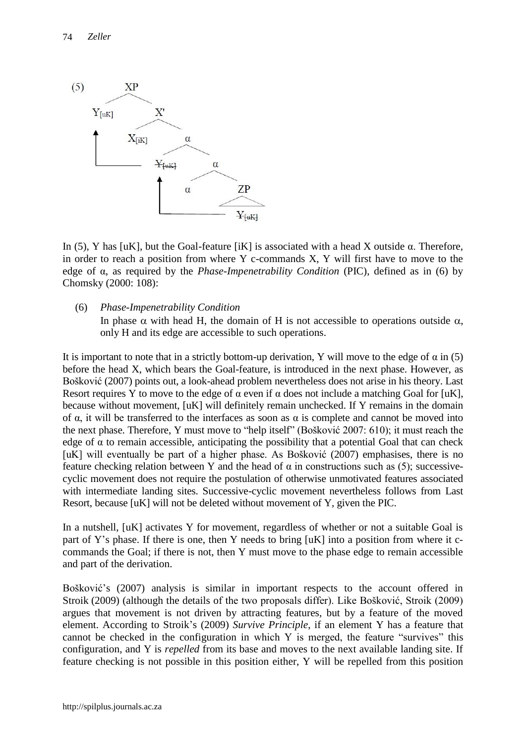(5) [tree diagram: XP → $Y_{[uK]}$ X'; X' → $X_{[iK]}$ α; α → ~~$Y_{[uK]}$~~ α; α → α ZP; ZP contains ~~$Y_{[uK]}$~~; arrows show movement of Y from within ZP to the edge of α, and from the edge of α to Spec,XP]

In (5), Y has [uK], but the Goal-feature [iK] is associated with a head X outside α. Therefore, in order to reach a position from where Y c-commands X, Y will first have to move to the edge of α, as required by the *Phase-Impenetrability Condition* (PIC), defined as in (6) by Chomsky (2000: 108):

(6) *Phase-Impenetrability Condition*
In phase α with head H, the domain of H is not accessible to operations outside α, only H and its edge are accessible to such operations.

It is important to note that in a strictly bottom-up derivation, Y will move to the edge of α in (5) before the head X, which bears the Goal-feature, is introduced in the next phase. However, as Bošković (2007) points out, a look-ahead problem nevertheless does not arise in his theory. Last Resort requires Y to move to the edge of α even if α does not include a matching Goal for [uK], because without movement, [uK] will definitely remain unchecked. If Y remains in the domain of α, it will be transferred to the interfaces as soon as α is complete and cannot be moved into the next phase. Therefore, Y must move to "help itself" (Bošković 2007: 610); it must reach the edge of α to remain accessible, anticipating the possibility that a potential Goal that can check [uK] will eventually be part of a higher phase. As Bošković (2007) emphasises, there is no feature checking relation between Y and the head of α in constructions such as (5); successive-cyclic movement does not require the postulation of otherwise unmotivated features associated with intermediate landing sites. Successive-cyclic movement nevertheless follows from Last Resort, because [uK] will not be deleted without movement of Y, given the PIC.

In a nutshell, [uK] activates Y for movement, regardless of whether or not a suitable Goal is part of Y's phase. If there is one, then Y needs to bring [uK] into a position from where it c-commands the Goal; if there is not, then Y must move to the phase edge to remain accessible and part of the derivation.

Bošković's (2007) analysis is similar in important respects to the account offered in Stroik (2009) (although the details of the two proposals differ). Like Bošković, Stroik (2009) argues that movement is not driven by attracting features, but by a feature of the moved element. According to Stroik's (2009) *Survive Principle*, if an element Y has a feature that cannot be checked in the configuration in which Y is merged, the feature "survives" this configuration, and Y is *repelled* from its base and moves to the next available landing site. If feature checking is not possible in this position either, Y will be repelled from this position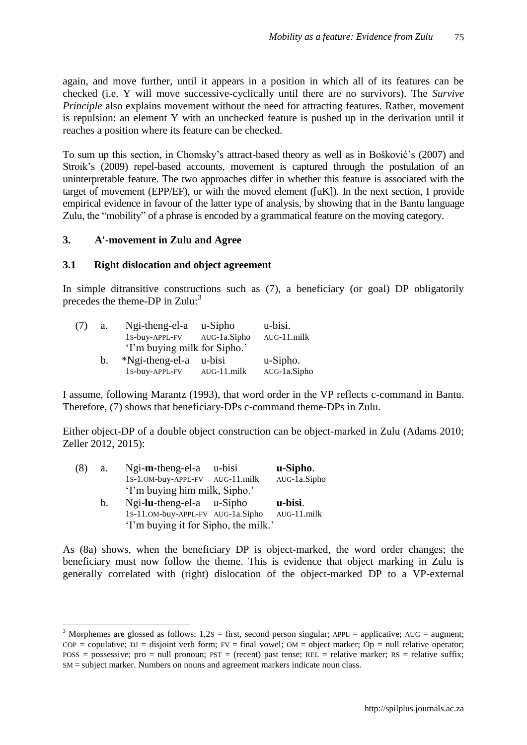again, and move further, until it appears in a position in which all of its features can be checked (i.e. Y will move successive-cyclically until there are no survivors). The *Survive Principle* also explains movement without the need for attracting features. Rather, movement is repulsion: an element Y with an unchecked feature is pushed up in the derivation until it reaches a position where its feature can be checked.

To sum up this section, in Chomsky's attract-based theory as well as in Bošković's (2007) and Stroik's (2009) repel-based accounts, movement is captured through the postulation of an uninterpretable feature. The two approaches differ in whether this feature is associated with the target of movement (EPP/EF), or with the moved element ([uK]). In the next section, I provide empirical evidence in favour of the latter type of analysis, by showing that in the Bantu language Zulu, the "mobility" of a phrase is encoded by a grammatical feature on the moving category.

## 3. A'-movement in Zulu and Agree

### 3.1 Right dislocation and object agreement

In simple ditransitive constructions such as (7), a beneficiary (or goal) DP obligatorily precedes the theme-DP in Zulu:[3]

(7) a. Ngi-theng-el-a u-Sipho u-bisi.
   1S-buy-APPL-FV AUG-1a.Sipho AUG-11.milk
   'I'm buying milk for Sipho.'

b. *Ngi-theng-el-a u-bisi u-Sipho.
   1S-buy-APPL-FV AUG-11.milk AUG-1a.Sipho

I assume, following Marantz (1993), that word order in the VP reflects c-command in Bantu. Therefore, (7) shows that beneficiary-DPs c-command theme-DPs in Zulu.

Either object-DP of a double object construction can be object-marked in Zulu (Adams 2010; Zeller 2012, 2015):

(8) a. Ngi-**m**-theng-el-a u-bisi **u-Sipho**.
   1S-1.OM-buy-APPL-FV AUG-11.milk AUG-1a.Sipho
   'I'm buying him milk, Sipho.'

b. Ngi-**lu**-theng-el-a u-Sipho **u-bisi**.
   1S-11.OM-buy-APPL-FV AUG-1a.Sipho AUG-11.milk
   'I'm buying it for Sipho, the milk.'

As (8a) shows, when the beneficiary DP is object-marked, the word order changes; the beneficiary must now follow the theme. This is evidence that object marking in Zulu is generally correlated with (right) dislocation of the object-marked DP to a VP-external

---

[3] Morphemes are glossed as follows: 1,2S = first, second person singular; APPL = applicative; AUG = augment; COP = copulative; DJ = disjoint verb form; FV = final vowel; OM = object marker; Op = null relative operator; POSS = possessive; pro = null pronoun; PST = (recent) past tense; REL = relative marker; RS = relative suffix; SM = subject marker. Numbers on nouns and agreement markers indicate noun class.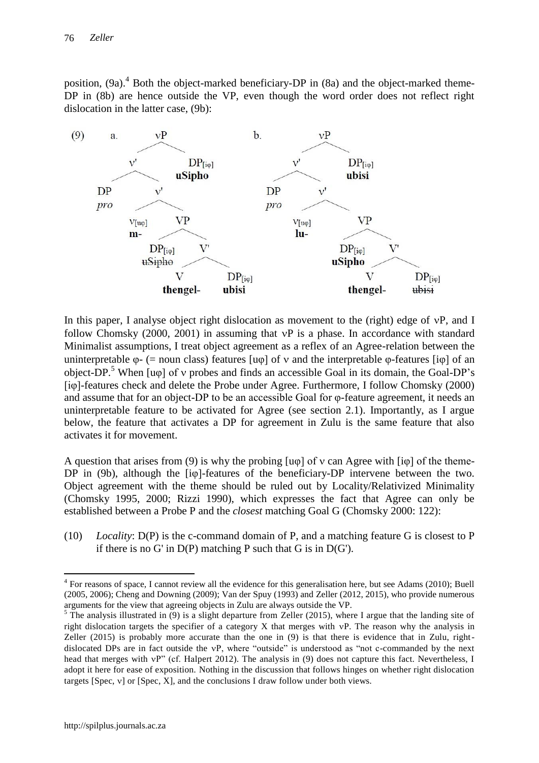position, (9a).[4] Both the object-marked beneficiary-DP in (8a) and the object-marked theme-DP in (8b) are hence outside the VP, even though the word order does not reflect right dislocation in the latter case, (9b):

```
(9)  a.            vP                              b.           vP
                 /    \                                       /    \
               v'      DP[iφ]                               v'      DP[iφ]
              /  \     uSipho                              /  \     ubisi
            DP    v'                                     DP    v'
            pro  /  \                                    pro  /  \
            v[uφ]    VP                                  v[uφ]    VP
            m-      /  \                                 lu-     /  \
              DP[iφ]    V'                                 DP[iφ]    V'
              ~~uSipho~~ /  \                              uSipho   /  \
                      V     DP[iφ]                               V     DP[iφ]
                   thengel-  ubisi                           thengel-  ~~ubisi~~
```

In this paper, I analyse object right dislocation as movement to the (right) edge of vP, and I follow Chomsky (2000, 2001) in assuming that vP is a phase. In accordance with standard Minimalist assumptions, I treat object agreement as a reflex of an Agree-relation between the uninterpretable φ- (= noun class) features [uφ] of v and the interpretable φ-features [iφ] of an object-DP.[5] When [uφ] of v probes and finds an accessible Goal in its domain, the Goal-DP's [iφ]-features check and delete the Probe under Agree. Furthermore, I follow Chomsky (2000) and assume that for an object-DP to be an accessible Goal for φ-feature agreement, it needs an uninterpretable feature to be activated for Agree (see section 2.1). Importantly, as I argue below, the feature that activates a DP for agreement in Zulu is the same feature that also activates it for movement.

A question that arises from (9) is why the probing [uφ] of v can Agree with [iφ] of the theme-DP in (9b), although the [iφ]-features of the beneficiary-DP intervene between the two. Object agreement with the theme should be ruled out by Locality/Relativized Minimality (Chomsky 1995, 2000; Rizzi 1990), which expresses the fact that Agree can only be established between a Probe P and the *closest* matching Goal G (Chomsky 2000: 122):

(10) *Locality*: D(P) is the c-command domain of P, and a matching feature G is closest to P if there is no G' in D(P) matching P such that G is in D(G').

---

[4] For reasons of space, I cannot review all the evidence for this generalisation here, but see Adams (2010); Buell (2005, 2006); Cheng and Downing (2009); Van der Spuy (1993) and Zeller (2012, 2015), who provide numerous arguments for the view that agreeing objects in Zulu are always outside the VP.

[5] The analysis illustrated in (9) is a slight departure from Zeller (2015), where I argue that the landing site of right dislocation targets the specifier of a category X that merges with vP. The reason why the analysis in Zeller (2015) is probably more accurate than the one in (9) is that there is evidence that in Zulu, right-dislocated DPs are in fact outside the vP, where "outside" is understood as "not c-commanded by the next head that merges with vP" (cf. Halpert 2012). The analysis in (9) does not capture this fact. Nevertheless, I adopt it here for ease of exposition. Nothing in the discussion that follows hinges on whether right dislocation targets [Spec, v] or [Spec, X], and the conclusions I draw follow under both views.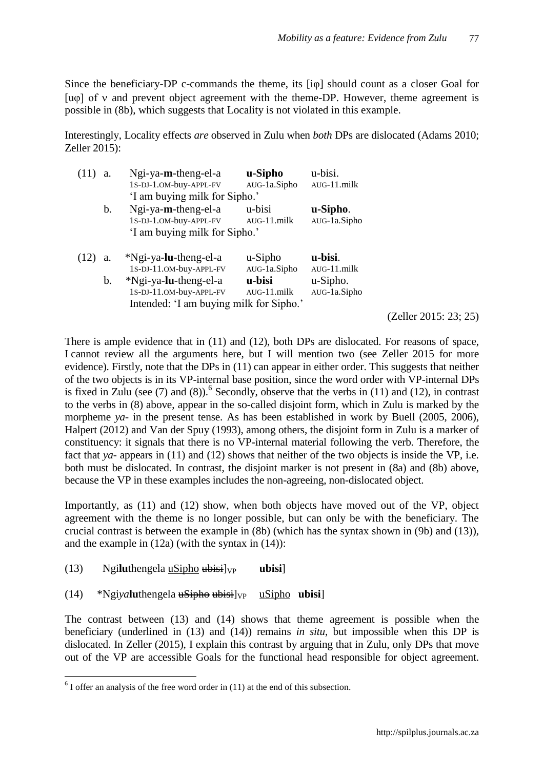Since the beneficiary-DP c-commands the theme, its [iφ] should count as a closer Goal for [uφ] of v and prevent object agreement with the theme-DP. However, theme agreement is possible in (8b), which suggests that Locality is not violated in this example.

Interestingly, Locality effects *are* observed in Zulu when *both* DPs are dislocated (Adams 2010; Zeller 2015):

(11) a. Ngi-ya-**m**-theng-el-a **u-Sipho** u-bisi.
1S-DJ-1.OM-buy-APPL-FV AUG-1a.Sipho AUG-11.milk
'I am buying milk for Sipho.'

b. Ngi-ya-**m**-theng-el-a u-bisi **u-Sipho**.
1S-DJ-1.OM-buy-APPL-FV AUG-11.milk AUG-1a.Sipho
'I am buying milk for Sipho.'

(12) a. \*Ngi-ya-**lu**-theng-el-a u-Sipho **u-bisi**.
1S-DJ-11.OM-buy-APPL-FV AUG-1a.Sipho AUG-11.milk

b. \*Ngi-ya-**lu**-theng-el-a **u-bisi** u-Sipho.
1S-DJ-11.OM-buy-APPL-FV AUG-11.milk AUG-1a.Sipho
Intended: 'I am buying milk for Sipho.'

(Zeller 2015: 23; 25)

There is ample evidence that in (11) and (12), both DPs are dislocated. For reasons of space, I cannot review all the arguments here, but I will mention two (see Zeller 2015 for more evidence). Firstly, note that the DPs in (11) can appear in either order. This suggests that neither of the two objects is in its VP-internal base position, since the word order with VP-internal DPs is fixed in Zulu (see (7) and (8)).[6] Secondly, observe that the verbs in (11) and (12), in contrast to the verbs in (8) above, appear in the so-called disjoint form, which in Zulu is marked by the morpheme *ya*- in the present tense. As has been established in work by Buell (2005, 2006), Halpert (2012) and Van der Spuy (1993), among others, the disjoint form in Zulu is a marker of constituency: it signals that there is no VP-internal material following the verb. Therefore, the fact that *ya*- appears in (11) and (12) shows that neither of the two objects is inside the VP, i.e. both must be dislocated. In contrast, the disjoint marker is not present in (8a) and (8b) above, because the VP in these examples includes the non-agreeing, non-dislocated object.

Importantly, as (11) and (12) show, when both objects have moved out of the VP, object agreement with the theme is no longer possible, but can only be with the beneficiary. The crucial contrast is between the example in (8b) (which has the syntax shown in (9b) and (13)), and the example in (12a) (with the syntax in (14)):

(13) Ngi**lu**thengela <u>uSipho</u> ~~ubisi~~]$_{VP}$ **ubisi**]

(14) \*Ngi*ya***lu**thengela ~~uSipho~~ ~~ubisi~~]$_{VP}$ <u>uSipho</u> **ubisi**]

The contrast between (13) and (14) shows that theme agreement is possible when the beneficiary (underlined in (13) and (14)) remains *in situ*, but impossible when this DP is dislocated. In Zeller (2015), I explain this contrast by arguing that in Zulu, only DPs that move out of the VP are accessible Goals for the functional head responsible for object agreement.

[6] I offer an analysis of the free word order in (11) at the end of this subsection.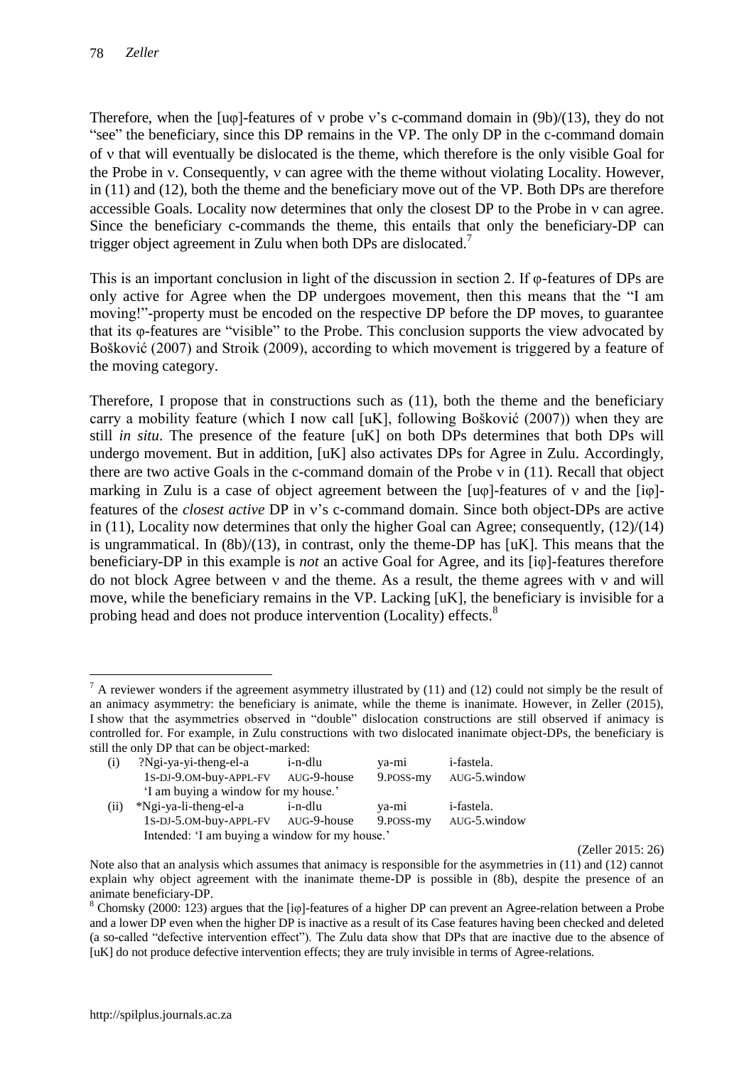Therefore, when the [uφ]-features of v probe v's c-command domain in (9b)/(13), they do not "see" the beneficiary, since this DP remains in the VP. The only DP in the c-command domain of v that will eventually be dislocated is the theme, which therefore is the only visible Goal for the Probe in v. Consequently, v can agree with the theme without violating Locality. However, in (11) and (12), both the theme and the beneficiary move out of the VP. Both DPs are therefore accessible Goals. Locality now determines that only the closest DP to the Probe in v can agree. Since the beneficiary c-commands the theme, this entails that only the beneficiary-DP can trigger object agreement in Zulu when both DPs are dislocated.[7]

This is an important conclusion in light of the discussion in section 2. If φ-features of DPs are only active for Agree when the DP undergoes movement, then this means that the "I am moving!"-property must be encoded on the respective DP before the DP moves, to guarantee that its φ-features are "visible" to the Probe. This conclusion supports the view advocated by Bošković (2007) and Stroik (2009), according to which movement is triggered by a feature of the moving category.

Therefore, I propose that in constructions such as (11), both the theme and the beneficiary carry a mobility feature (which I now call [uK], following Bošković (2007)) when they are still *in situ*. The presence of the feature [uK] on both DPs determines that both DPs will undergo movement. But in addition, [uK] also activates DPs for Agree in Zulu. Accordingly, there are two active Goals in the c-command domain of the Probe v in (11). Recall that object marking in Zulu is a case of object agreement between the [uφ]-features of v and the [iφ]-features of the *closest active* DP in v's c-command domain. Since both object-DPs are active in (11), Locality now determines that only the higher Goal can Agree; consequently, (12)/(14) is ungrammatical. In (8b)/(13), in contrast, only the theme-DP has [uK]. This means that the beneficiary-DP in this example is *not* an active Goal for Agree, and its [iφ]-features therefore do not block Agree between v and the theme. As a result, the theme agrees with v and will move, while the beneficiary remains in the VP. Lacking [uK], the beneficiary is invisible for a probing head and does not produce intervention (Locality) effects.[8]

---

[7] A reviewer wonders if the agreement asymmetry illustrated by (11) and (12) could not simply be the result of an animacy asymmetry: the beneficiary is animate, while the theme is inanimate. However, in Zeller (2015), I show that the asymmetries observed in "double" dislocation constructions are still observed if animacy is controlled for. For example, in Zulu constructions with two dislocated inanimate object-DPs, the beneficiary is still the only DP that can be object-marked:

(i) ?Ngi-ya-yi-theng-el-a i-n-dlu ya-mi i-fastela.
1S-DJ-9.OM-buy-APPL-FV AUG-9-house 9.POSS-my AUG-5.window
'I am buying a window for my house.'

(ii) *Ngi-ya-li-theng-el-a i-n-dlu ya-mi i-fastela.
1S-DJ-5.OM-buy-APPL-FV AUG-9-house 9.POSS-my AUG-5.window
Intended: 'I am buying a window for my house.'

(Zeller 2015: 26)

Note also that an analysis which assumes that animacy is responsible for the asymmetries in (11) and (12) cannot explain why object agreement with the inanimate theme-DP is possible in (8b), despite the presence of an animate beneficiary-DP.

[8] Chomsky (2000: 123) argues that the [iφ]-features of a higher DP can prevent an Agree-relation between a Probe and a lower DP even when the higher DP is inactive as a result of its Case features having been checked and deleted (a so-called "defective intervention effect"). The Zulu data show that DPs that are inactive due to the absence of [uK] do not produce defective intervention effects; they are truly invisible in terms of Agree-relations.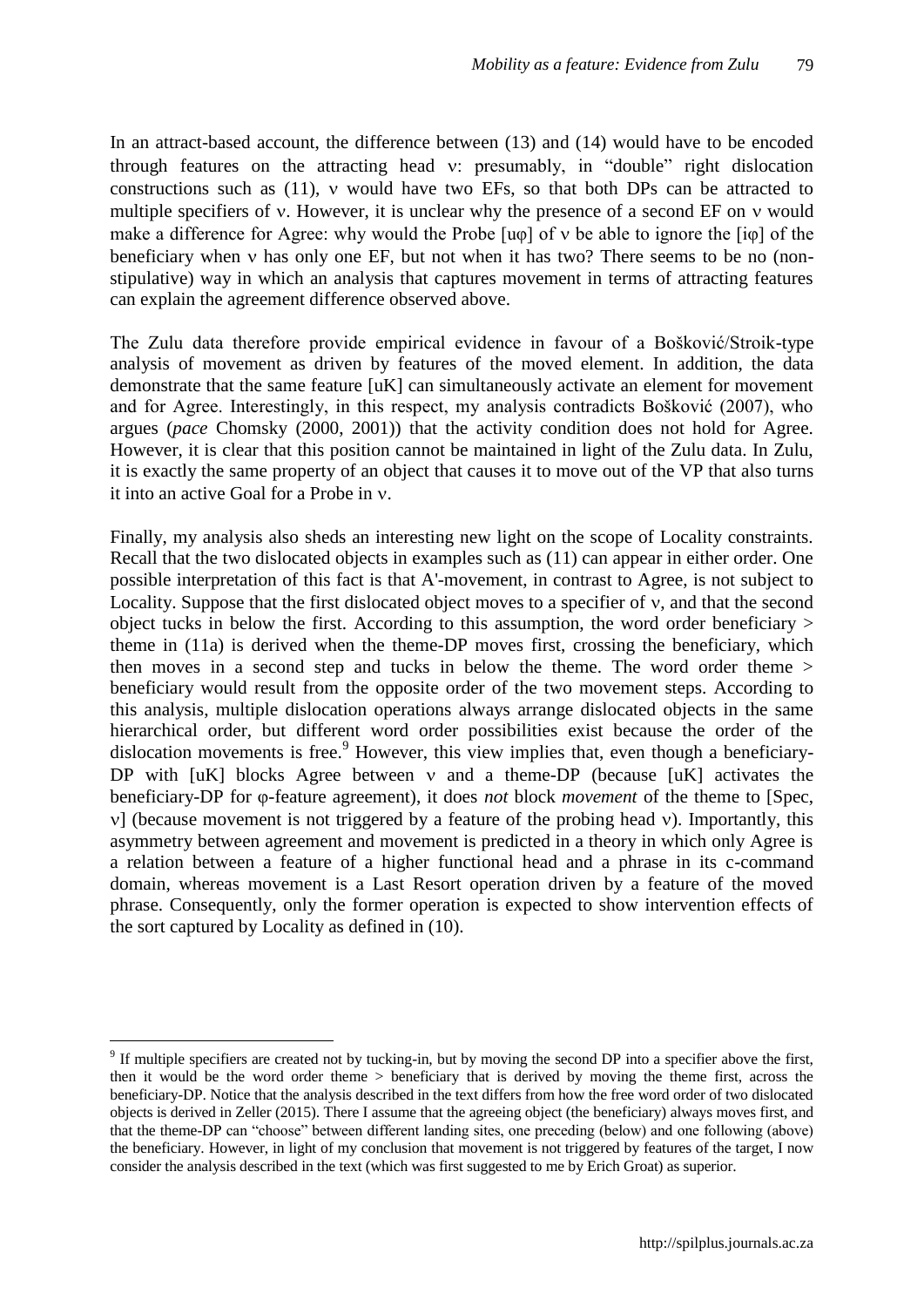In an attract-based account, the difference between (13) and (14) would have to be encoded through features on the attracting head ν: presumably, in "double" right dislocation constructions such as (11), ν would have two EFs, so that both DPs can be attracted to multiple specifiers of ν. However, it is unclear why the presence of a second EF on ν would make a difference for Agree: why would the Probe [uφ] of ν be able to ignore the [iφ] of the beneficiary when ν has only one EF, but not when it has two? There seems to be no (non-stipulative) way in which an analysis that captures movement in terms of attracting features can explain the agreement difference observed above.

The Zulu data therefore provide empirical evidence in favour of a Bošković/Stroik-type analysis of movement as driven by features of the moved element. In addition, the data demonstrate that the same feature [uK] can simultaneously activate an element for movement and for Agree. Interestingly, in this respect, my analysis contradicts Bošković (2007), who argues (*pace* Chomsky (2000, 2001)) that the activity condition does not hold for Agree. However, it is clear that this position cannot be maintained in light of the Zulu data. In Zulu, it is exactly the same property of an object that causes it to move out of the VP that also turns it into an active Goal for a Probe in ν.

Finally, my analysis also sheds an interesting new light on the scope of Locality constraints. Recall that the two dislocated objects in examples such as (11) can appear in either order. One possible interpretation of this fact is that A'-movement, in contrast to Agree, is not subject to Locality. Suppose that the first dislocated object moves to a specifier of ν, and that the second object tucks in below the first. According to this assumption, the word order beneficiary > theme in (11a) is derived when the theme-DP moves first, crossing the beneficiary, which then moves in a second step and tucks in below the theme. The word order theme > beneficiary would result from the opposite order of the two movement steps. According to this analysis, multiple dislocation operations always arrange dislocated objects in the same hierarchical order, but different word order possibilities exist because the order of the dislocation movements is free.[9] However, this view implies that, even though a beneficiary-DP with [uK] blocks Agree between ν and a theme-DP (because [uK] activates the beneficiary-DP for φ-feature agreement), it does *not* block *movement* of the theme to [Spec, ν] (because movement is not triggered by a feature of the probing head ν). Importantly, this asymmetry between agreement and movement is predicted in a theory in which only Agree is a relation between a feature of a higher functional head and a phrase in its c-command domain, whereas movement is a Last Resort operation driven by a feature of the moved phrase. Consequently, only the former operation is expected to show intervention effects of the sort captured by Locality as defined in (10).

---

[9] If multiple specifiers are created not by tucking-in, but by moving the second DP into a specifier above the first, then it would be the word order theme > beneficiary that is derived by moving the theme first, across the beneficiary-DP. Notice that the analysis described in the text differs from how the free word order of two dislocated objects is derived in Zeller (2015). There I assume that the agreeing object (the beneficiary) always moves first, and that the theme-DP can "choose" between different landing sites, one preceding (below) and one following (above) the beneficiary. However, in light of my conclusion that movement is not triggered by features of the target, I now consider the analysis described in the text (which was first suggested to me by Erich Groat) as superior.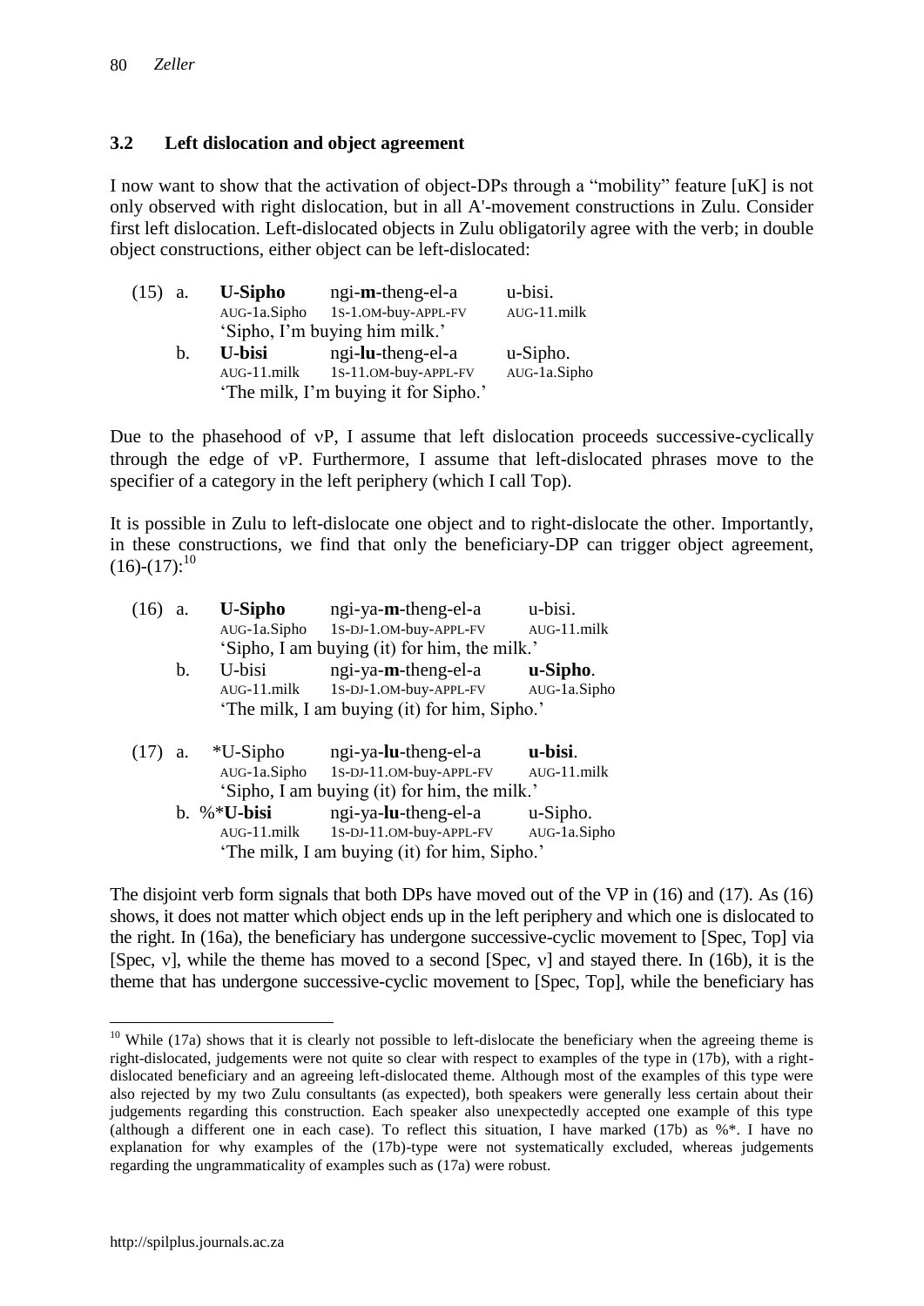### 3.2 Left dislocation and object agreement

I now want to show that the activation of object-DPs through a "mobility" feature [uK] is not only observed with right dislocation, but in all A'-movement constructions in Zulu. Consider first left dislocation. Left-dislocated objects in Zulu obligatorily agree with the verb; in double object constructions, either object can be left-dislocated:

(15) a. **U-Sipho** ngi-**m**-theng-el-a u-bisi.
AUG-1a.Sipho 1S-1.OM-buy-APPL-FV AUG-11.milk
'Sipho, I'm buying him milk.'

b. **U-bisi** ngi-**lu**-theng-el-a u-Sipho.
AUG-11.milk 1S-11.OM-buy-APPL-FV AUG-1a.Sipho
'The milk, I'm buying it for Sipho.'

Due to the phasehood of *v*P, I assume that left dislocation proceeds successive-cyclically through the edge of *v*P. Furthermore, I assume that left-dislocated phrases move to the specifier of a category in the left periphery (which I call Top).

It is possible in Zulu to left-dislocate one object and to right-dislocate the other. Importantly, in these constructions, we find that only the beneficiary-DP can trigger object agreement, (16)-(17):[10]

(16) a. **U-Sipho** ngi-ya-**m**-theng-el-a u-bisi.
AUG-1a.Sipho 1S-DJ-1.OM-buy-APPL-FV AUG-11.milk
'Sipho, I am buying (it) for him, the milk.'

b. U-bisi ngi-ya-**m**-theng-el-a **u-Sipho**.
AUG-11.milk 1S-DJ-1.OM-buy-APPL-FV AUG-1a.Sipho
'The milk, I am buying (it) for him, Sipho.'

(17) a. *U-Sipho ngi-ya-**lu**-theng-el-a **u-bisi**.
AUG-1a.Sipho 1S-DJ-11.OM-buy-APPL-FV AUG-11.milk
'Sipho, I am buying (it) for him, the milk.'

b. %***U-bisi** ngi-ya-**lu**-theng-el-a u-Sipho.
AUG-11.milk 1S-DJ-11.OM-buy-APPL-FV AUG-1a.Sipho
'The milk, I am buying (it) for him, Sipho.'

The disjoint verb form signals that both DPs have moved out of the VP in (16) and (17). As (16) shows, it does not matter which object ends up in the left periphery and which one is dislocated to the right. In (16a), the beneficiary has undergone successive-cyclic movement to [Spec, Top] via [Spec, v], while the theme has moved to a second [Spec, v] and stayed there. In (16b), it is the theme that has undergone successive-cyclic movement to [Spec, Top], while the beneficiary has

[10] While (17a) shows that it is clearly not possible to left-dislocate the beneficiary when the agreeing theme is right-dislocated, judgements were not quite so clear with respect to examples of the type in (17b), with a right-dislocated beneficiary and an agreeing left-dislocated theme. Although most of the examples of this type were also rejected by my two Zulu consultants (as expected), both speakers were generally less certain about their judgements regarding this construction. Each speaker also unexpectedly accepted one example of this type (although a different one in each case). To reflect this situation, I have marked (17b) as %*. I have no explanation for why examples of the (17b)-type were not systematically excluded, whereas judgements regarding the ungrammaticality of examples such as (17a) were robust.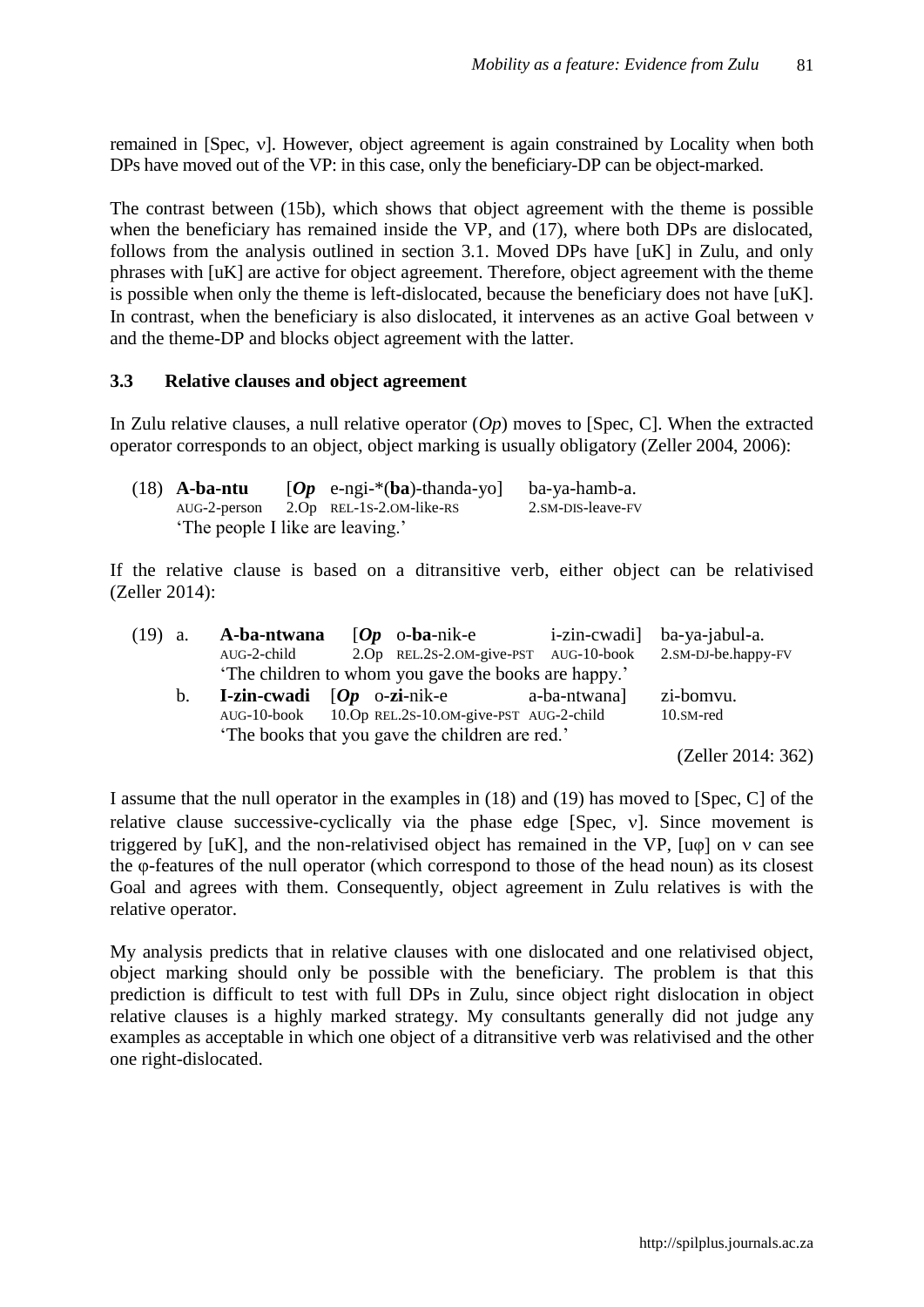remained in [Spec, v]. However, object agreement is again constrained by Locality when both DPs have moved out of the VP: in this case, only the beneficiary-DP can be object-marked.

The contrast between (15b), which shows that object agreement with the theme is possible when the beneficiary has remained inside the VP, and (17), where both DPs are dislocated, follows from the analysis outlined in section 3.1. Moved DPs have [uK] in Zulu, and only phrases with [uK] are active for object agreement. Therefore, object agreement with the theme is possible when only the theme is left-dislocated, because the beneficiary does not have [uK]. In contrast, when the beneficiary is also dislocated, it intervenes as an active Goal between v and the theme-DP and blocks object agreement with the latter.

### 3.3 Relative clauses and object agreement

In Zulu relative clauses, a null relative operator (*Op*) moves to [Spec, C]. When the extracted operator corresponds to an object, object marking is usually obligatory (Zeller 2004, 2006):

(18) **A-ba-ntu** [***Op*** e-ngi-*(**ba**)-thanda-yo] ba-ya-hamb-a.
AUG-2-person 2.Op REL-1S-2.OM-like-RS 2.SM-DIS-leave-FV
'The people I like are leaving.'

If the relative clause is based on a ditransitive verb, either object can be relativised (Zeller 2014):

(19) a. **A-ba-ntwana** [***Op*** o-**ba**-nik-e i-zin-cwadi] ba-ya-jabul-a.
AUG-2-child 2.Op REL.2S-2.OM-give-PST AUG-10-book 2.SM-DJ-be.happy-FV
'The children to whom you gave the books are happy.'

b. **I-zin-cwadi** [***Op*** o-**zi**-nik-e a-ba-ntwana] zi-bomvu.
AUG-10-book 10.Op REL.2S-10.OM-give-PST AUG-2-child 10.SM-red
'The books that you gave the children are red.'

(Zeller 2014: 362)

I assume that the null operator in the examples in (18) and (19) has moved to [Spec, C] of the relative clause successive-cyclically via the phase edge [Spec, v]. Since movement is triggered by [uK], and the non-relativised object has remained in the VP, [uφ] on v can see the φ-features of the null operator (which correspond to those of the head noun) as its closest Goal and agrees with them. Consequently, object agreement in Zulu relatives is with the relative operator.

My analysis predicts that in relative clauses with one dislocated and one relativised object, object marking should only be possible with the beneficiary. The problem is that this prediction is difficult to test with full DPs in Zulu, since object right dislocation in object relative clauses is a highly marked strategy. My consultants generally did not judge any examples as acceptable in which one object of a ditransitive verb was relativised and the other one right-dislocated.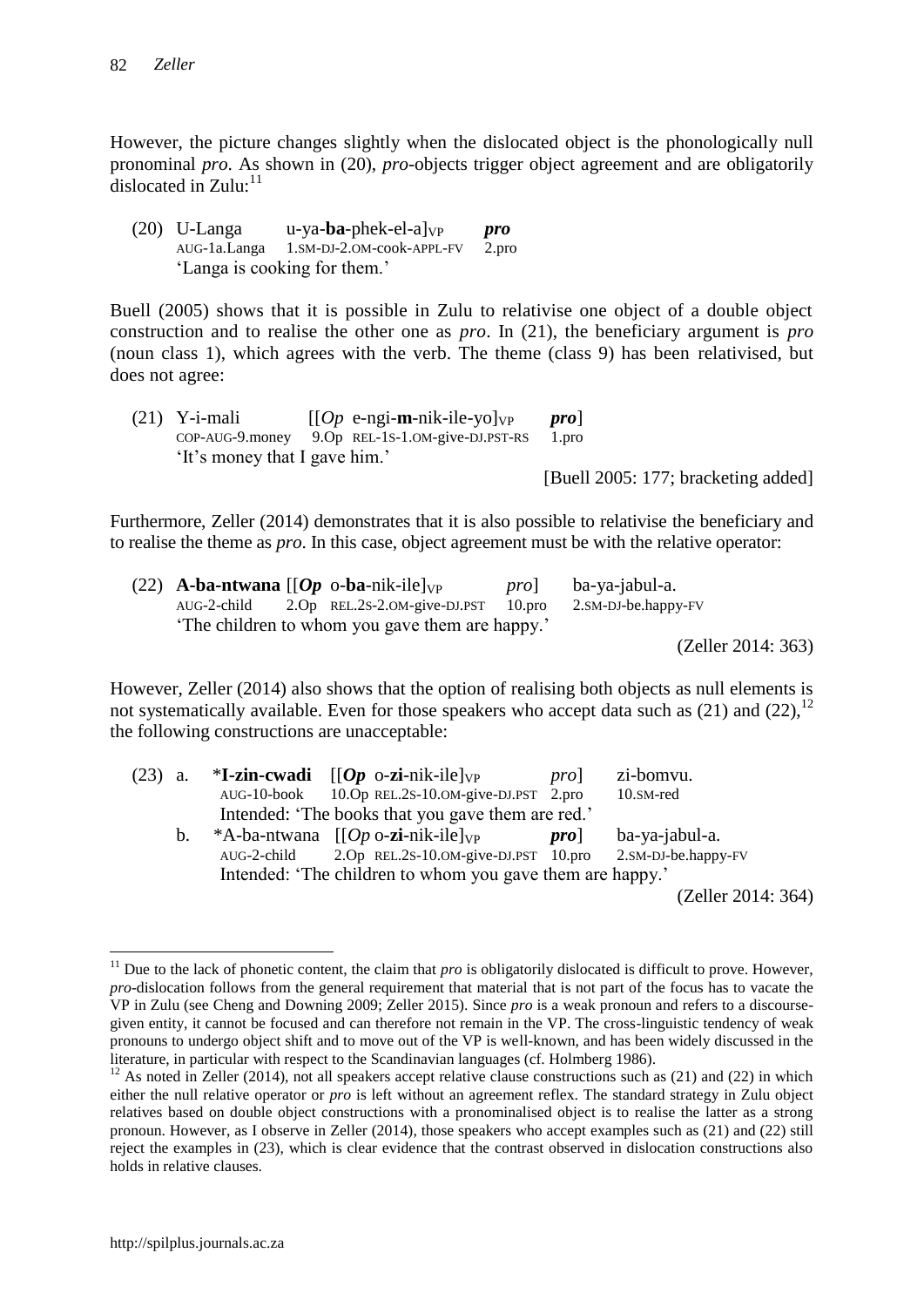However, the picture changes slightly when the dislocated object is the phonologically null pronominal *pro*. As shown in (20), *pro*-objects trigger object agreement and are obligatorily dislocated in Zulu:[11]

(20) U-Langa u-ya-**ba**-phek-el-a]$_{VP}$ ***pro***
AUG-1a.Langa 1.SM-DJ-2.OM-cook-APPL-FV 2.pro
'Langa is cooking for them.'

Buell (2005) shows that it is possible in Zulu to relativise one object of a double object construction and to realise the other one as *pro*. In (21), the beneficiary argument is *pro* (noun class 1), which agrees with the verb. The theme (class 9) has been relativised, but does not agree:

(21) Y-i-mali [[*Op* e-ngi-**m**-nik-ile-yo]$_{VP}$ ***pro***]
COP-AUG-9.money 9.Op REL-1S-1.OM-give-DJ.PST-RS 1.pro
'It's money that I gave him.'
[Buell 2005: 177; bracketing added]

Furthermore, Zeller (2014) demonstrates that it is also possible to relativise the beneficiary and to realise the theme as *pro*. In this case, object agreement must be with the relative operator:

(22) **A-ba-ntwana** [[***Op*** o-**ba**-nik-ile]$_{VP}$ *pro*] ba-ya-jabul-a.
AUG-2-child 2.Op REL.2S-2.OM-give-DJ.PST 10.pro 2.SM-DJ-be.happy-FV
'The children to whom you gave them are happy.'
(Zeller 2014: 363)

However, Zeller (2014) also shows that the option of realising both objects as null elements is not systematically available. Even for those speakers who accept data such as (21) and (22),[12] the following constructions are unacceptable:

(23) a. ***I-zin-cwadi** [[***Op*** o-**zi**-nik-ile]$_{VP}$ *pro*] zi-bomvu.
AUG-10-book 10.Op REL.2S-10.OM-give-DJ.PST 2.pro 10.SM-red
Intended: 'The books that you gave them are red.'

b. *A-ba-ntwana [[*Op* o-**zi**-nik-ile]$_{VP}$ ***pro***] ba-ya-jabul-a.
AUG-2-child 2.Op REL.2S-10.OM-give-DJ.PST 10.pro 2.SM-DJ-be.happy-FV
Intended: 'The children to whom you gave them are happy.'
(Zeller 2014: 364)

---

[11] Due to the lack of phonetic content, the claim that *pro* is obligatorily dislocated is difficult to prove. However, *pro*-dislocation follows from the general requirement that material that is not part of the focus has to vacate the VP in Zulu (see Cheng and Downing 2009; Zeller 2015). Since *pro* is a weak pronoun and refers to a discourse-given entity, it cannot be focused and can therefore not remain in the VP. The cross-linguistic tendency of weak pronouns to undergo object shift and to move out of the VP is well-known, and has been widely discussed in the literature, in particular with respect to the Scandinavian languages (cf. Holmberg 1986).

[12] As noted in Zeller (2014), not all speakers accept relative clause constructions such as (21) and (22) in which either the null relative operator or *pro* is left without an agreement reflex. The standard strategy in Zulu object relatives based on double object constructions with a pronominalised object is to realise the latter as a strong pronoun. However, as I observe in Zeller (2014), those speakers who accept examples such as (21) and (22) still reject the examples in (23), which is clear evidence that the contrast observed in dislocation constructions also holds in relative clauses.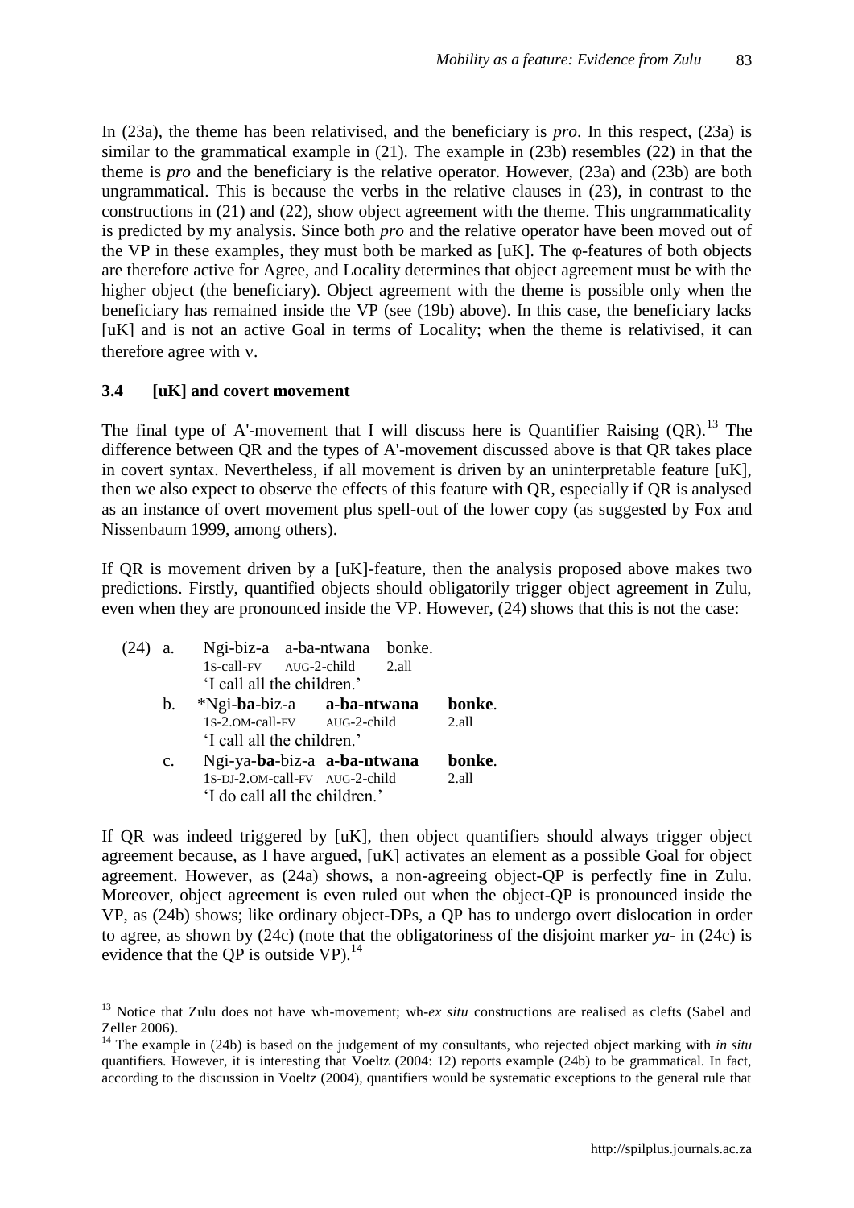In (23a), the theme has been relativised, and the beneficiary is *pro*. In this respect, (23a) is similar to the grammatical example in (21). The example in (23b) resembles (22) in that the theme is *pro* and the beneficiary is the relative operator. However, (23a) and (23b) are both ungrammatical. This is because the verbs in the relative clauses in (23), in contrast to the constructions in (21) and (22), show object agreement with the theme. This ungrammaticality is predicted by my analysis. Since both *pro* and the relative operator have been moved out of the VP in these examples, they must both be marked as [uK]. The φ-features of both objects are therefore active for Agree, and Locality determines that object agreement must be with the higher object (the beneficiary). Object agreement with the theme is possible only when the beneficiary has remained inside the VP (see (19b) above). In this case, the beneficiary lacks [uK] and is not an active Goal in terms of Locality; when the theme is relativised, it can therefore agree with v.

### 3.4 [uK] and covert movement

The final type of A'-movement that I will discuss here is Quantifier Raising (QR).[13] The difference between QR and the types of A'-movement discussed above is that QR takes place in covert syntax. Nevertheless, if all movement is driven by an uninterpretable feature [uK], then we also expect to observe the effects of this feature with QR, especially if QR is analysed as an instance of overt movement plus spell-out of the lower copy (as suggested by Fox and Nissenbaum 1999, among others).

If QR is movement driven by a [uK]-feature, then the analysis proposed above makes two predictions. Firstly, quantified objects should obligatorily trigger object agreement in Zulu, even when they are pronounced inside the VP. However, (24) shows that this is not the case:

(24) a. Ngi-biz-a a-ba-ntwana bonke.
  1S-call-FV AUG-2-child 2.all
  'I call all the children.'

b. *Ngi-**ba**-biz-a **a-ba-ntwana** **bonke**.
  1S-2.OM-call-FV AUG-2-child 2.all
  'I call all the children.'

c. Ngi-ya-**ba**-biz-a **a-ba-ntwana** **bonke**.
  1S-DJ-2.OM-call-FV AUG-2-child 2.all
  'I do call all the children.'

If QR was indeed triggered by [uK], then object quantifiers should always trigger object agreement because, as I have argued, [uK] activates an element as a possible Goal for object agreement. However, as (24a) shows, a non-agreeing object-QP is perfectly fine in Zulu. Moreover, object agreement is even ruled out when the object-QP is pronounced inside the VP, as (24b) shows; like ordinary object-DPs, a QP has to undergo overt dislocation in order to agree, as shown by (24c) (note that the obligatoriness of the disjoint marker *ya-* in (24c) is evidence that the QP is outside VP).[14]

---

[13] Notice that Zulu does not have wh-movement; wh-*ex situ* constructions are realised as clefts (Sabel and Zeller 2006).

[14] The example in (24b) is based on the judgement of my consultants, who rejected object marking with *in situ* quantifiers. However, it is interesting that Voeltz (2004: 12) reports example (24b) to be grammatical. In fact, according to the discussion in Voeltz (2004), quantifiers would be systematic exceptions to the general rule that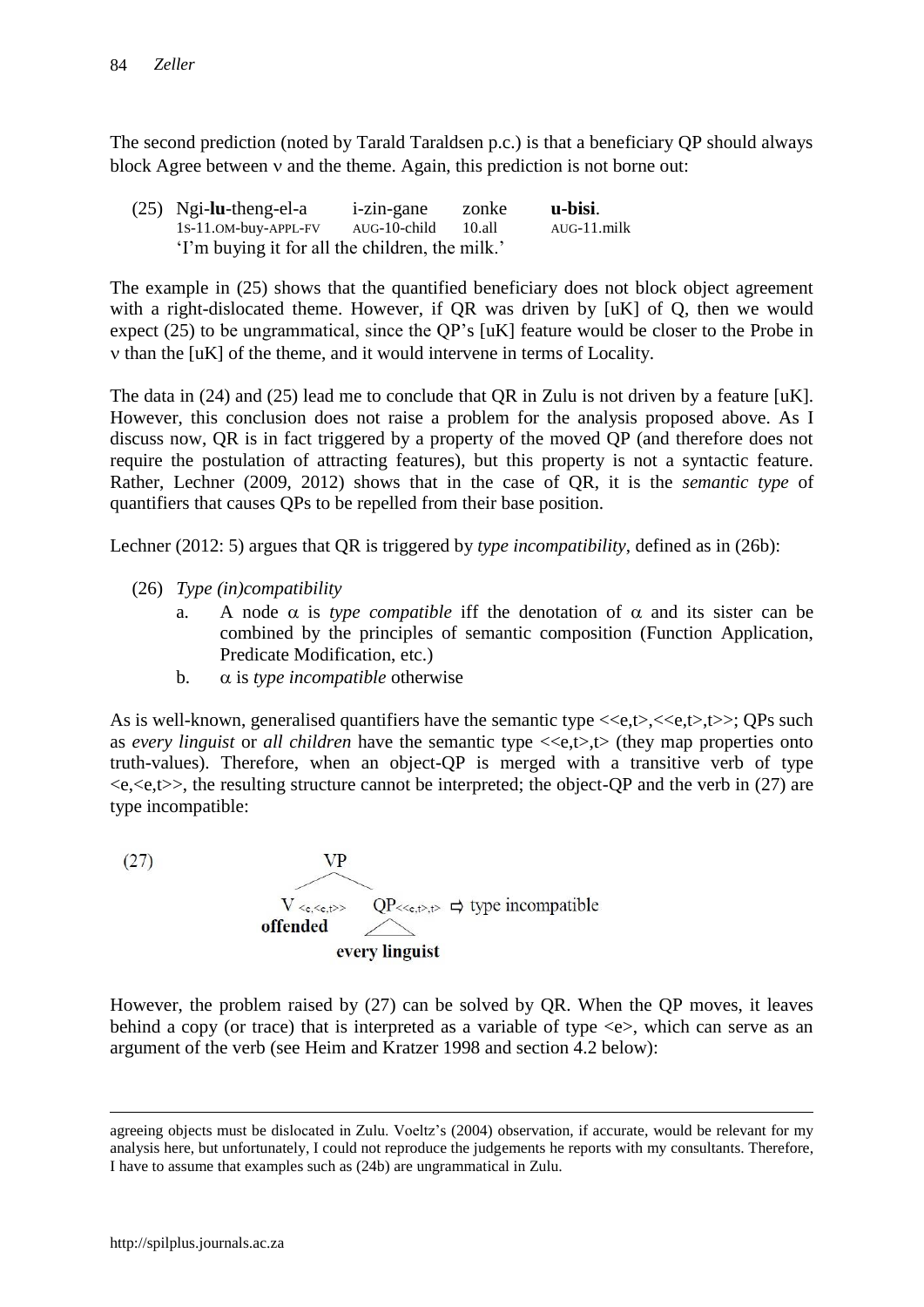The second prediction (noted by Tarald Taraldsen p.c.) is that a beneficiary QP should always block Agree between ν and the theme. Again, this prediction is not borne out:

(25) Ngi-**lu**-theng-el-a i-zin-gane zonke **u-bisi**.
 1S-11.OM-buy-APPL-FV AUG-10-child 10.all AUG-11.milk
 'I'm buying it for all the children, the milk.'

The example in (25) shows that the quantified beneficiary does not block object agreement with a right-dislocated theme. However, if QR was driven by [uK] of Q, then we would expect (25) to be ungrammatical, since the QP's [uK] feature would be closer to the Probe in ν than the [uK] of the theme, and it would intervene in terms of Locality.

The data in (24) and (25) lead me to conclude that QR in Zulu is not driven by a feature [uK]. However, this conclusion does not raise a problem for the analysis proposed above. As I discuss now, QR is in fact triggered by a property of the moved QP (and therefore does not require the postulation of attracting features), but this property is not a syntactic feature. Rather, Lechner (2009, 2012) shows that in the case of QR, it is the *semantic type* of quantifiers that causes QPs to be repelled from their base position.

Lechner (2012: 5) argues that QR is triggered by *type incompatibility*, defined as in (26b):

(26) *Type (in)compatibility*

a. A node $\alpha$ is *type compatible* iff the denotation of $\alpha$ and its sister can be combined by the principles of semantic composition (Function Application, Predicate Modification, etc.)

b. $\alpha$ is *type incompatible* otherwise

As is well-known, generalised quantifiers have the semantic type <<e,t>,<<e,t>,t>>; QPs such as *every linguist* or *all children* have the semantic type <<e,t>,t> (they map properties onto truth-values). Therefore, when an object-QP is merged with a transitive verb of type <e,<e,t>>, the resulting structure cannot be interpreted; the object-QP and the verb in (27) are type incompatible:

(27) [VP [V$_{<e,<e,t>>}$ **offended**] [QP$_{<<e,t>,t>}$ **every linguist**]] ⇨ type incompatible

However, the problem raised by (27) can be solved by QR. When the QP moves, it leaves behind a copy (or trace) that is interpreted as a variable of type <e>, which can serve as an argument of the verb (see Heim and Kratzer 1998 and section 4.2 below):

---

agreeing objects must be dislocated in Zulu. Voeltz's (2004) observation, if accurate, would be relevant for my analysis here, but unfortunately, I could not reproduce the judgements he reports with my consultants. Therefore, I have to assume that examples such as (24b) are ungrammatical in Zulu.

http://spilplus.journals.ac.za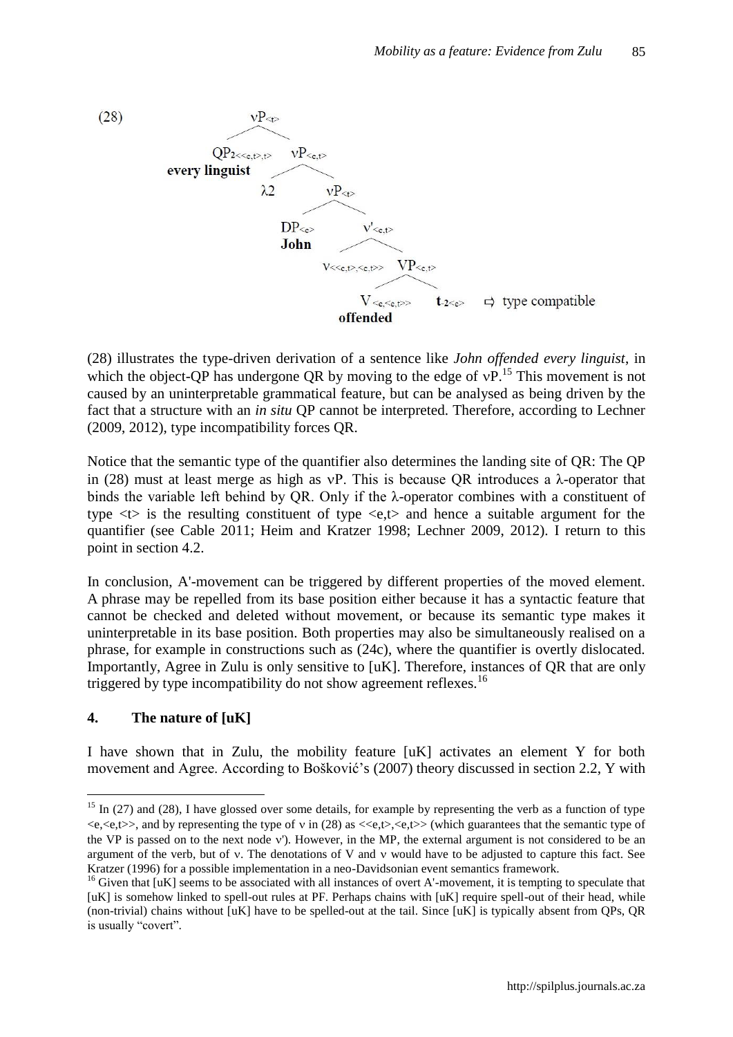(28)

```
                    vP<t>
                   /     \
     QP2<<e,t>,t>         vP<e,t>
     every linguist      /      \
                       λ2        vP<t>
                                /     \
                          DP<e>        v'<e,t>
                          John        /       \
                          v<<e,t>,<e,t>>       VP<e,t>
                                              /       \
                                     V<e,<e,t>>        t-2<e>   ⇨ type compatible
                                     offended
```

(28) illustrates the type-driven derivation of a sentence like *John offended every linguist*, in which the object-QP has undergone QR by moving to the edge of νP.[15] This movement is not caused by an uninterpretable grammatical feature, but can be analysed as being driven by the fact that a structure with an *in situ* QP cannot be interpreted. Therefore, according to Lechner (2009, 2012), type incompatibility forces QR.

Notice that the semantic type of the quantifier also determines the landing site of QR: The QP in (28) must at least merge as high as νP. This is because QR introduces a λ-operator that binds the variable left behind by QR. Only if the λ-operator combines with a constituent of type <t> is the resulting constituent of type <e,t> and hence a suitable argument for the quantifier (see Cable 2011; Heim and Kratzer 1998; Lechner 2009, 2012). I return to this point in section 4.2.

In conclusion, A'-movement can be triggered by different properties of the moved element. A phrase may be repelled from its base position either because it has a syntactic feature that cannot be checked and deleted without movement, or because its semantic type makes it uninterpretable in its base position. Both properties may also be simultaneously realised on a phrase, for example in constructions such as (24c), where the quantifier is overtly dislocated. Importantly, Agree in Zulu is only sensitive to [uK]. Therefore, instances of QR that are only triggered by type incompatibility do not show agreement reflexes.[16]

## 4. The nature of [uK]

I have shown that in Zulu, the mobility feature [uK] activates an element Y for both movement and Agree. According to Bošković's (2007) theory discussed in section 2.2, Y with

---

[15] In (27) and (28), I have glossed over some details, for example by representing the verb as a function of type <e,<e,t>>, and by representing the type of ν in (28) as <<e,t>,<e,t>> (which guarantees that the semantic type of the VP is passed on to the next node ν'). However, in the MP, the external argument is not considered to be an argument of the verb, but of ν. The denotations of V and ν would have to be adjusted to capture this fact. See Kratzer (1996) for a possible implementation in a neo-Davidsonian event semantics framework.

[16] Given that [uK] seems to be associated with all instances of overt A'-movement, it is tempting to speculate that [uK] is somehow linked to spell-out rules at PF. Perhaps chains with [uK] require spell-out of their head, while (non-trivial) chains without [uK] have to be spelled-out at the tail. Since [uK] is typically absent from QPs, QR is usually "covert".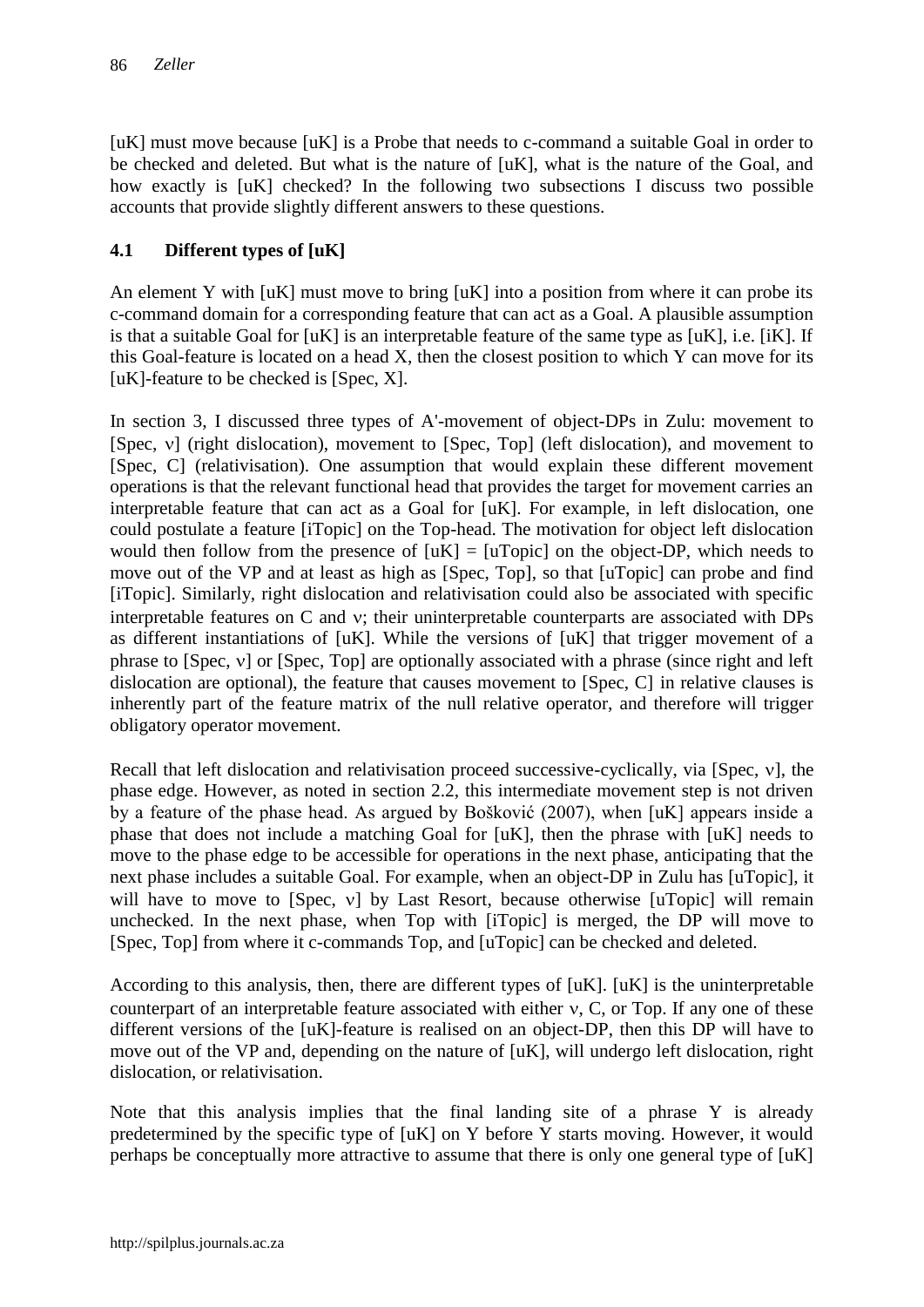[uK] must move because [uK] is a Probe that needs to c-command a suitable Goal in order to be checked and deleted. But what is the nature of [uK], what is the nature of the Goal, and how exactly is [uK] checked? In the following two subsections I discuss two possible accounts that provide slightly different answers to these questions.

### 4.1 Different types of [uK]

An element Y with [uK] must move to bring [uK] into a position from where it can probe its c-command domain for a corresponding feature that can act as a Goal. A plausible assumption is that a suitable Goal for [uK] is an interpretable feature of the same type as [uK], i.e. [iK]. If this Goal-feature is located on a head X, then the closest position to which Y can move for its [uK]-feature to be checked is [Spec, X].

In section 3, I discussed three types of A'-movement of object-DPs in Zulu: movement to [Spec, v] (right dislocation), movement to [Spec, Top] (left dislocation), and movement to [Spec, C] (relativisation). One assumption that would explain these different movement operations is that the relevant functional head that provides the target for movement carries an interpretable feature that can act as a Goal for [uK]. For example, in left dislocation, one could postulate a feature [iTopic] on the Top-head. The motivation for object left dislocation would then follow from the presence of [uK] = [uTopic] on the object-DP, which needs to move out of the VP and at least as high as [Spec, Top], so that [uTopic] can probe and find [iTopic]. Similarly, right dislocation and relativisation could also be associated with specific interpretable features on C and v; their uninterpretable counterparts are associated with DPs as different instantiations of [uK]. While the versions of [uK] that trigger movement of a phrase to [Spec, v] or [Spec, Top] are optionally associated with a phrase (since right and left dislocation are optional), the feature that causes movement to [Spec, C] in relative clauses is inherently part of the feature matrix of the null relative operator, and therefore will trigger obligatory operator movement.

Recall that left dislocation and relativisation proceed successive-cyclically, via [Spec, v], the phase edge. However, as noted in section 2.2, this intermediate movement step is not driven by a feature of the phase head. As argued by Bošković (2007), when [uK] appears inside a phase that does not include a matching Goal for [uK], then the phrase with [uK] needs to move to the phase edge to be accessible for operations in the next phase, anticipating that the next phase includes a suitable Goal. For example, when an object-DP in Zulu has [uTopic], it will have to move to [Spec, v] by Last Resort, because otherwise [uTopic] will remain unchecked. In the next phase, when Top with [iTopic] is merged, the DP will move to [Spec, Top] from where it c-commands Top, and [uTopic] can be checked and deleted.

According to this analysis, then, there are different types of [uK]. [uK] is the uninterpretable counterpart of an interpretable feature associated with either v, C, or Top. If any one of these different versions of the [uK]-feature is realised on an object-DP, then this DP will have to move out of the VP and, depending on the nature of [uK], will undergo left dislocation, right dislocation, or relativisation.

Note that this analysis implies that the final landing site of a phrase Y is already predetermined by the specific type of [uK] on Y before Y starts moving. However, it would perhaps be conceptually more attractive to assume that there is only one general type of [uK]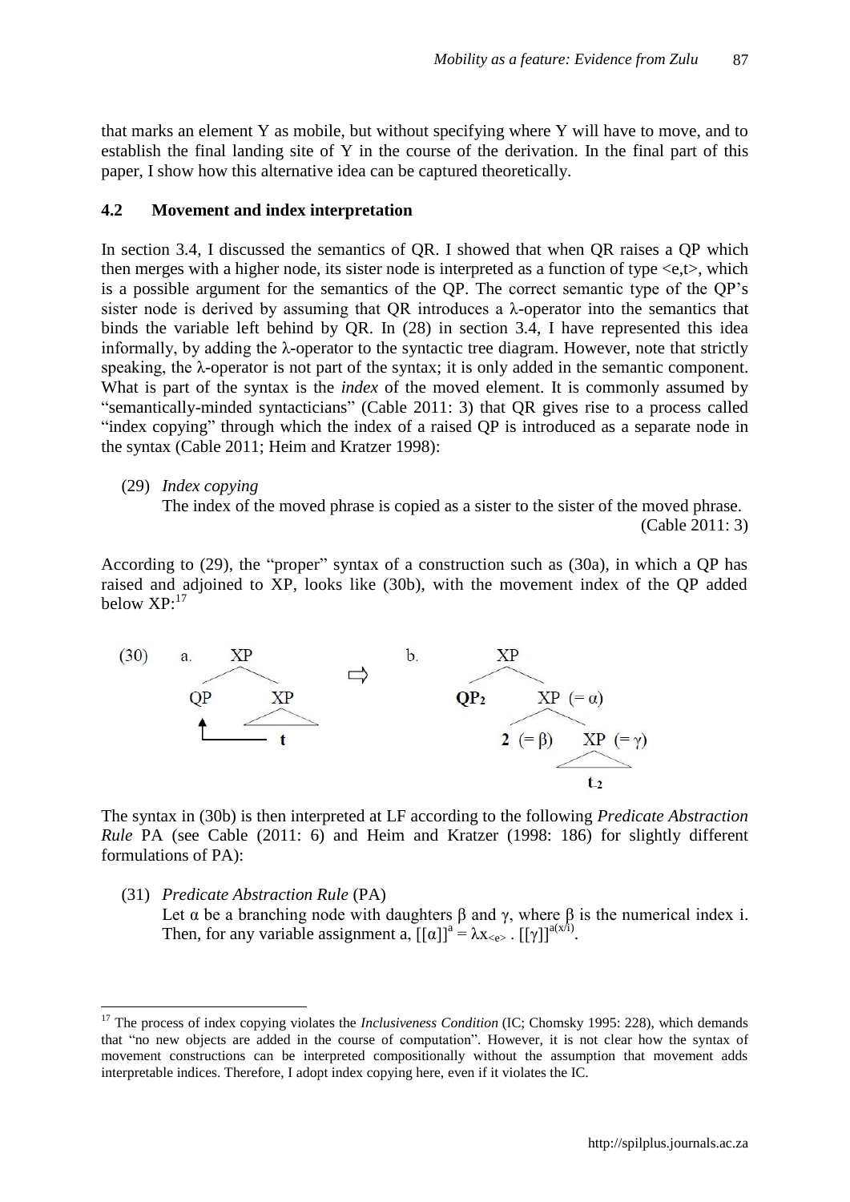that marks an element Y as mobile, but without specifying where Y will have to move, and to establish the final landing site of Y in the course of the derivation. In the final part of this paper, I show how this alternative idea can be captured theoretically.

### 4.2 Movement and index interpretation

In section 3.4, I discussed the semantics of QR. I showed that when QR raises a QP which then merges with a higher node, its sister node is interpreted as a function of type <e,t>, which is a possible argument for the semantics of the QP. The correct semantic type of the QP's sister node is derived by assuming that QR introduces a λ-operator into the semantics that binds the variable left behind by QR. In (28) in section 3.4, I have represented this idea informally, by adding the λ-operator to the syntactic tree diagram. However, note that strictly speaking, the λ-operator is not part of the syntax; it is only added in the semantic component. What is part of the syntax is the *index* of the moved element. It is commonly assumed by "semantically-minded syntacticians" (Cable 2011: 3) that QR gives rise to a process called "index copying" through which the index of a raised QP is introduced as a separate node in the syntax (Cable 2011; Heim and Kratzer 1998):

(29) *Index copying*
The index of the moved phrase is copied as a sister to the sister of the moved phrase.
(Cable 2011: 3)

According to (29), the "proper" syntax of a construction such as (30a), in which a QP has raised and adjoined to XP, looks like (30b), with the movement index of the QP added below XP:[17]

(30) a. [XP QP [XP ... t ]] ⇨ b. [XP **QP₂** [XP (= α) **2** (= β) [XP (= γ) ... $t_2$ ]]]

The syntax in (30b) is then interpreted at LF according to the following *Predicate Abstraction Rule* PA (see Cable (2011: 6) and Heim and Kratzer (1998: 186) for slightly different formulations of PA):

(31) *Predicate Abstraction Rule* (PA)
Let α be a branching node with daughters β and γ, where β is the numerical index i. Then, for any variable assignment a, $[[\alpha]]^a = \lambda x_{<e>} . [[\gamma]]^{a(x/i)}$.

---

[17] The process of index copying violates the *Inclusiveness Condition* (IC; Chomsky 1995: 228), which demands that "no new objects are added in the course of computation". However, it is not clear how the syntax of movement constructions can be interpreted compositionally without the assumption that movement adds interpretable indices. Therefore, I adopt index copying here, even if it violates the IC.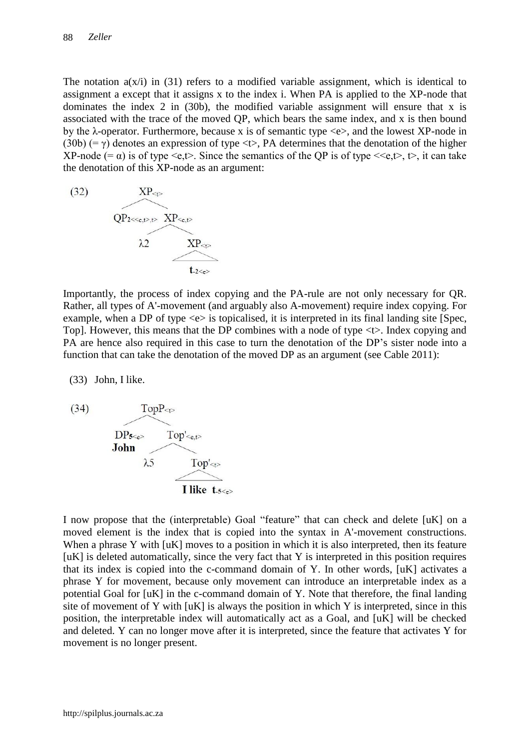The notation a(x/i) in (31) refers to a modified variable assignment, which is identical to assignment a except that it assigns x to the index i. When PA is applied to the XP-node that dominates the index 2 in (30b), the modified variable assignment will ensure that x is associated with the trace of the moved QP, which bears the same index, and x is then bound by the λ-operator. Furthermore, because x is of semantic type <e>, and the lowest XP-node in (30b) (= γ) denotes an expression of type <t>, PA determines that the denotation of the higher XP-node (= α) is of type <e,t>. Since the semantics of the QP is of type <<e,t>, t>, it can take the denotation of this XP-node as an argument:

(32)

```
            XP<t>
           /     \
  QP2<<e,t>,t>   XP<e,t>
                /      \
              λ2       XP<t>
                        /\
                      t-2<e>
```

Importantly, the process of index copying and the PA-rule are not only necessary for QR. Rather, all types of A'-movement (and arguably also A-movement) require index copying. For example, when a DP of type <e> is topicalised, it is interpreted in its final landing site [Spec, Top]. However, this means that the DP combines with a node of type <t>. Index copying and PA are hence also required in this case to turn the denotation of the DP's sister node into a function that can take the denotation of the moved DP as an argument (see Cable 2011):

(33) John, I like.

(34)

```
            TopP<t>
           /       \
      DP5<e>      Top'<e,t>
      John        /       \
                λ5       Top'<t>
                           /\
                     I like t-5<e>
```

I now propose that the (interpretable) Goal "feature" that can check and delete [uK] on a moved element is the index that is copied into the syntax in A'-movement constructions. When a phrase Y with [uK] moves to a position in which it is also interpreted, then its feature [uK] is deleted automatically, since the very fact that Y is interpreted in this position requires that its index is copied into the c-command domain of Y. In other words, [uK] activates a phrase Y for movement, because only movement can introduce an interpretable index as a potential Goal for [uK] in the c-command domain of Y. Note that therefore, the final landing site of movement of Y with [uK] is always the position in which Y is interpreted, since in this position, the interpretable index will automatically act as a Goal, and [uK] will be checked and deleted. Y can no longer move after it is interpreted, since the feature that activates Y for movement is no longer present.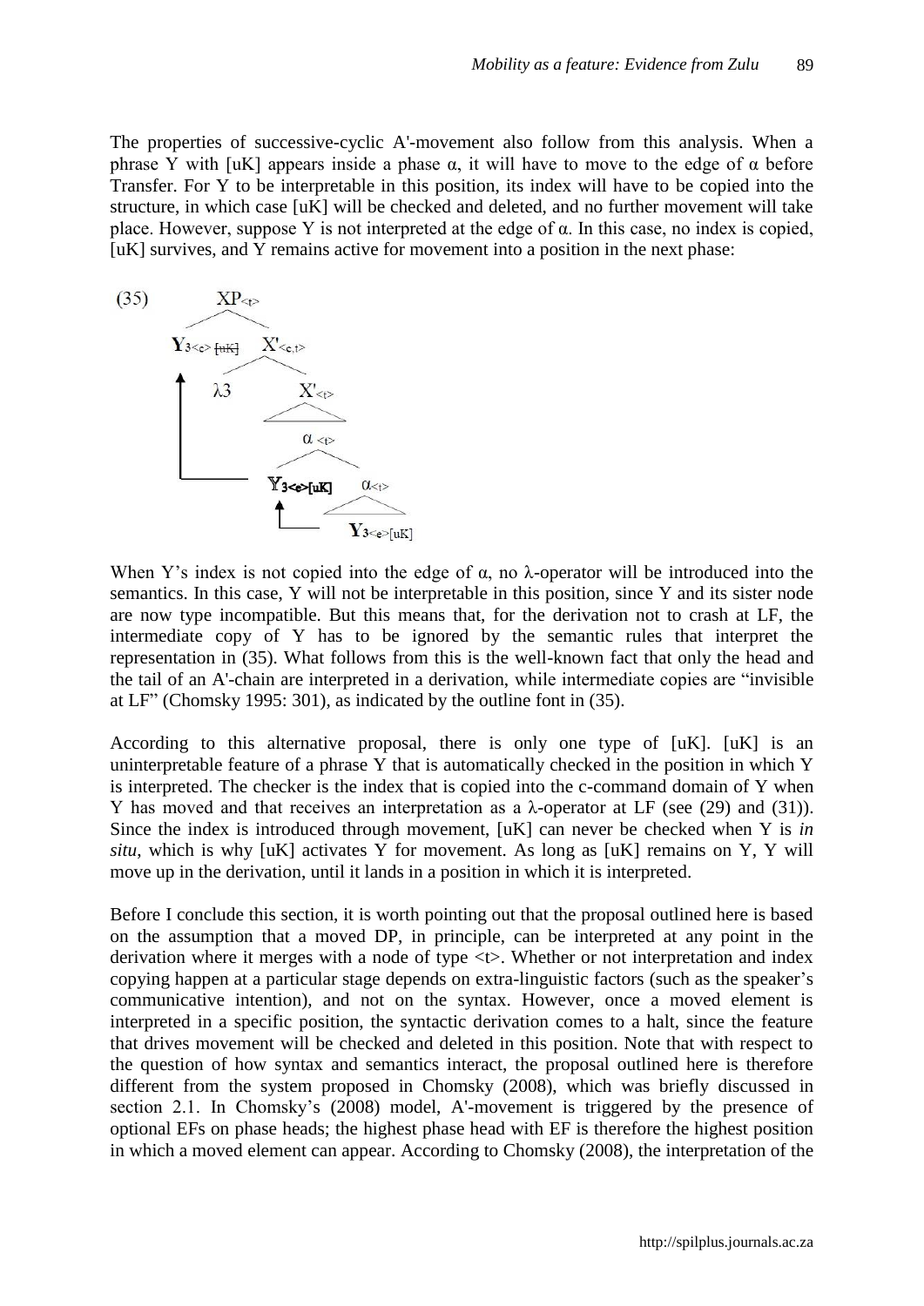The properties of successive-cyclic A'-movement also follow from this analysis. When a phrase Y with [uK] appears inside a phase α, it will have to move to the edge of α before Transfer. For Y to be interpretable in this position, its index will have to be copied into the structure, in which case [uK] will be checked and deleted, and no further movement will take place. However, suppose Y is not interpreted at the edge of α. In this case, no index is copied, [uK] survives, and Y remains active for movement into a position in the next phase:

(35)

```
              XP<t>
             /     \
  Y3<e> [uK]        X'<e,t>
  (uK struck)      /      \
                 λ3        X'<t>
                             |
                           α <t>
                          /     \
                Y3<e>[uK]        α<t>
                                   |
                               Y3<e>[uK]
```

When Y's index is not copied into the edge of α, no λ-operator will be introduced into the semantics. In this case, Y will not be interpretable in this position, since Y and its sister node are now type incompatible. But this means that, for the derivation not to crash at LF, the intermediate copy of Y has to be ignored by the semantic rules that interpret the representation in (35). What follows from this is the well-known fact that only the head and the tail of an A'-chain are interpreted in a derivation, while intermediate copies are "invisible at LF" (Chomsky 1995: 301), as indicated by the outline font in (35).

According to this alternative proposal, there is only one type of [uK]. [uK] is an uninterpretable feature of a phrase Y that is automatically checked in the position in which Y is interpreted. The checker is the index that is copied into the c-command domain of Y when Y has moved and that receives an interpretation as a λ-operator at LF (see (29) and (31)). Since the index is introduced through movement, [uK] can never be checked when Y is *in situ*, which is why [uK] activates Y for movement. As long as [uK] remains on Y, Y will move up in the derivation, until it lands in a position in which it is interpreted.

Before I conclude this section, it is worth pointing out that the proposal outlined here is based on the assumption that a moved DP, in principle, can be interpreted at any point in the derivation where it merges with a node of type <t>. Whether or not interpretation and index copying happen at a particular stage depends on extra-linguistic factors (such as the speaker's communicative intention), and not on the syntax. However, once a moved element is interpreted in a specific position, the syntactic derivation comes to a halt, since the feature that drives movement will be checked and deleted in this position. Note that with respect to the question of how syntax and semantics interact, the proposal outlined here is therefore different from the system proposed in Chomsky (2008), which was briefly discussed in section 2.1. In Chomsky's (2008) model, A'-movement is triggered by the presence of optional EFs on phase heads; the highest phase head with EF is therefore the highest position in which a moved element can appear. According to Chomsky (2008), the interpretation of the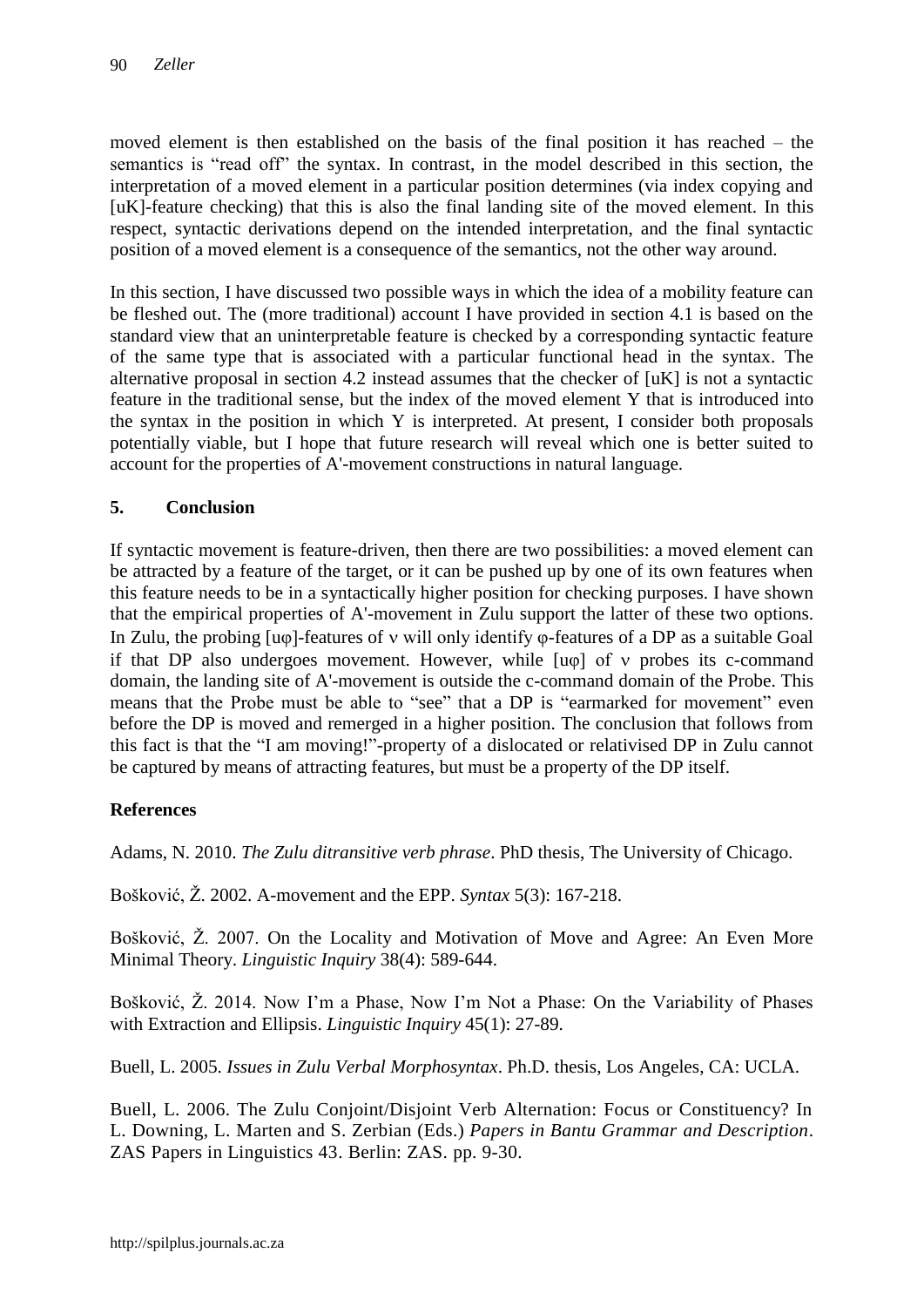moved element is then established on the basis of the final position it has reached – the semantics is "read off" the syntax. In contrast, in the model described in this section, the interpretation of a moved element in a particular position determines (via index copying and [uK]-feature checking) that this is also the final landing site of the moved element. In this respect, syntactic derivations depend on the intended interpretation, and the final syntactic position of a moved element is a consequence of the semantics, not the other way around.

In this section, I have discussed two possible ways in which the idea of a mobility feature can be fleshed out. The (more traditional) account I have provided in section 4.1 is based on the standard view that an uninterpretable feature is checked by a corresponding syntactic feature of the same type that is associated with a particular functional head in the syntax. The alternative proposal in section 4.2 instead assumes that the checker of [uK] is not a syntactic feature in the traditional sense, but the index of the moved element Y that is introduced into the syntax in the position in which Y is interpreted. At present, I consider both proposals potentially viable, but I hope that future research will reveal which one is better suited to account for the properties of A'-movement constructions in natural language.

## 5. Conclusion

If syntactic movement is feature-driven, then there are two possibilities: a moved element can be attracted by a feature of the target, or it can be pushed up by one of its own features when this feature needs to be in a syntactically higher position for checking purposes. I have shown that the empirical properties of A'-movement in Zulu support the latter of these two options. In Zulu, the probing [uφ]-features of v will only identify φ-features of a DP as a suitable Goal if that DP also undergoes movement. However, while [uφ] of v probes its c-command domain, the landing site of A'-movement is outside the c-command domain of the Probe. This means that the Probe must be able to "see" that a DP is "earmarked for movement" even before the DP is moved and remerged in a higher position. The conclusion that follows from this fact is that the "I am moving!"-property of a dislocated or relativised DP in Zulu cannot be captured by means of attracting features, but must be a property of the DP itself.

## References

Adams, N. 2010. *The Zulu ditransitive verb phrase*. PhD thesis, The University of Chicago.

Bošković, Ž. 2002. A-movement and the EPP. *Syntax* 5(3): 167-218.

Bošković, Ž. 2007. On the Locality and Motivation of Move and Agree: An Even More Minimal Theory. *Linguistic Inquiry* 38(4): 589-644.

Bošković, Ž. 2014. Now I'm a Phase, Now I'm Not a Phase: On the Variability of Phases with Extraction and Ellipsis. *Linguistic Inquiry* 45(1): 27-89.

Buell, L. 2005. *Issues in Zulu Verbal Morphosyntax*. Ph.D. thesis, Los Angeles, CA: UCLA.

Buell, L. 2006. The Zulu Conjoint/Disjoint Verb Alternation: Focus or Constituency? In L. Downing, L. Marten and S. Zerbian (Eds.) *Papers in Bantu Grammar and Description*. ZAS Papers in Linguistics 43. Berlin: ZAS. pp. 9-30.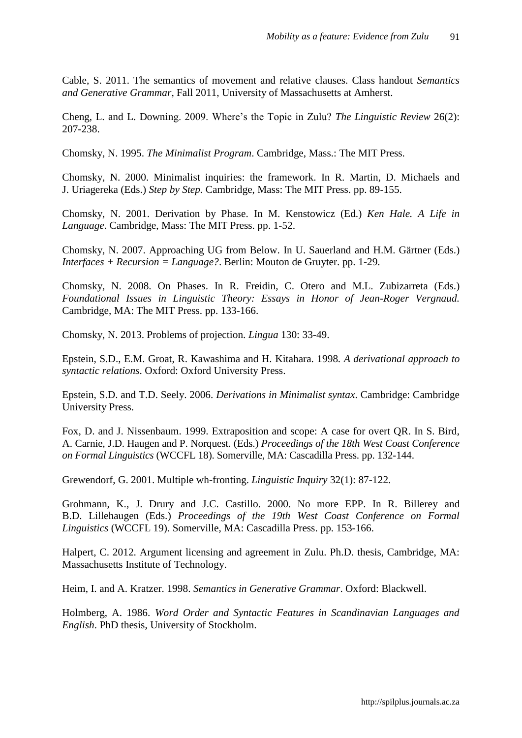Cable, S. 2011. The semantics of movement and relative clauses. Class handout *Semantics and Generative Grammar*, Fall 2011, University of Massachusetts at Amherst.

Cheng, L. and L. Downing. 2009. Where's the Topic in Zulu? *The Linguistic Review* 26(2): 207-238.

Chomsky, N. 1995. *The Minimalist Program*. Cambridge, Mass.: The MIT Press.

Chomsky, N. 2000. Minimalist inquiries: the framework. In R. Martin, D. Michaels and J. Uriagereka (Eds.) *Step by Step.* Cambridge, Mass: The MIT Press. pp. 89-155.

Chomsky, N. 2001. Derivation by Phase. In M. Kenstowicz (Ed.) *Ken Hale. A Life in Language*. Cambridge, Mass: The MIT Press. pp. 1-52.

Chomsky, N. 2007. Approaching UG from Below. In U. Sauerland and H.M. Gärtner (Eds.) *Interfaces + Recursion = Language?*. Berlin: Mouton de Gruyter. pp. 1-29.

Chomsky, N. 2008. On Phases. In R. Freidin, C. Otero and M.L. Zubizarreta (Eds.) *Foundational Issues in Linguistic Theory: Essays in Honor of Jean-Roger Vergnaud.* Cambridge, MA: The MIT Press. pp. 133-166.

Chomsky, N. 2013. Problems of projection. *Lingua* 130: 33-49.

Epstein, S.D., E.M. Groat, R. Kawashima and H. Kitahara. 1998. *A derivational approach to syntactic relations*. Oxford: Oxford University Press.

Epstein, S.D. and T.D. Seely. 2006. *Derivations in Minimalist syntax*. Cambridge: Cambridge University Press.

Fox, D. and J. Nissenbaum. 1999. Extraposition and scope: A case for overt QR. In S. Bird, A. Carnie, J.D. Haugen and P. Norquest. (Eds.) *Proceedings of the 18th West Coast Conference on Formal Linguistics* (WCCFL 18). Somerville, MA: Cascadilla Press. pp. 132-144.

Grewendorf, G. 2001. Multiple wh-fronting. *Linguistic Inquiry* 32(1): 87-122.

Grohmann, K., J. Drury and J.C. Castillo. 2000. No more EPP. In R. Billerey and B.D. Lillehaugen (Eds.) *Proceedings of the 19th West Coast Conference on Formal Linguistics* (WCCFL 19). Somerville, MA: Cascadilla Press. pp. 153-166.

Halpert, C. 2012. Argument licensing and agreement in Zulu. Ph.D. thesis, Cambridge, MA: Massachusetts Institute of Technology.

Heim, I. and A. Kratzer. 1998. *Semantics in Generative Grammar*. Oxford: Blackwell.

Holmberg, A. 1986. *Word Order and Syntactic Features in Scandinavian Languages and English*. PhD thesis, University of Stockholm.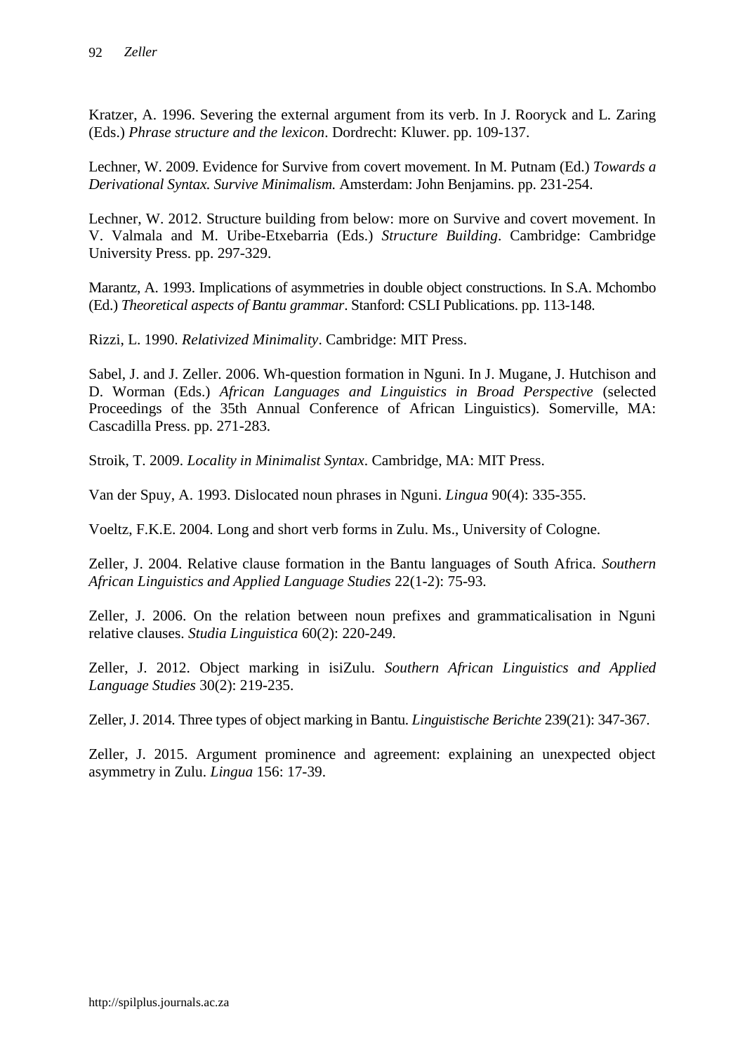Kratzer, A. 1996. Severing the external argument from its verb. In J. Rooryck and L. Zaring (Eds.) *Phrase structure and the lexicon*. Dordrecht: Kluwer. pp. 109-137.

Lechner, W. 2009. Evidence for Survive from covert movement. In M. Putnam (Ed.) *Towards a Derivational Syntax. Survive Minimalism.* Amsterdam: John Benjamins. pp. 231-254.

Lechner, W. 2012. Structure building from below: more on Survive and covert movement. In V. Valmala and M. Uribe-Etxebarria (Eds.) *Structure Building*. Cambridge: Cambridge University Press. pp. 297-329.

Marantz, A. 1993. Implications of asymmetries in double object constructions. In S.A. Mchombo (Ed.) *Theoretical aspects of Bantu grammar*. Stanford: CSLI Publications. pp. 113-148.

Rizzi, L. 1990. *Relativized Minimality*. Cambridge: MIT Press.

Sabel, J. and J. Zeller. 2006. Wh-question formation in Nguni. In J. Mugane, J. Hutchison and D. Worman (Eds.) *African Languages and Linguistics in Broad Perspective* (selected Proceedings of the 35th Annual Conference of African Linguistics). Somerville, MA: Cascadilla Press. pp. 271-283.

Stroik, T. 2009. *Locality in Minimalist Syntax*. Cambridge, MA: MIT Press.

Van der Spuy, A. 1993. Dislocated noun phrases in Nguni. *Lingua* 90(4): 335-355.

Voeltz, F.K.E. 2004. Long and short verb forms in Zulu. Ms., University of Cologne.

Zeller, J. 2004. Relative clause formation in the Bantu languages of South Africa. *Southern African Linguistics and Applied Language Studies* 22(1-2): 75-93.

Zeller, J. 2006. On the relation between noun prefixes and grammaticalisation in Nguni relative clauses. *Studia Linguistica* 60(2): 220-249.

Zeller, J. 2012. Object marking in isiZulu. *Southern African Linguistics and Applied Language Studies* 30(2): 219-235.

Zeller, J. 2014. Three types of object marking in Bantu. *Linguistische Berichte* 239(21): 347-367.

Zeller, J. 2015. Argument prominence and agreement: explaining an unexpected object asymmetry in Zulu. *Lingua* 156: 17-39.